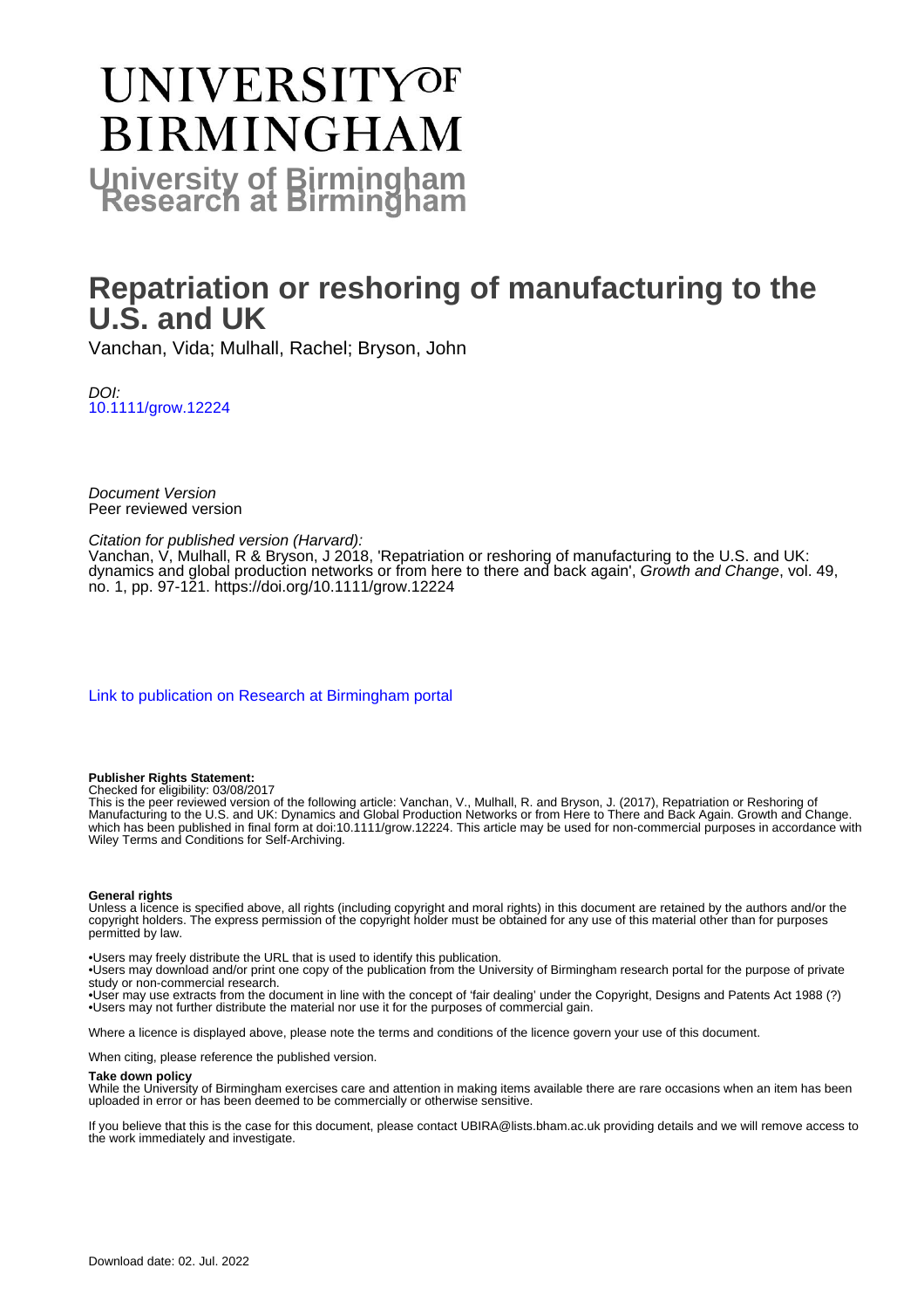# UNIVERSITY OF BIRMINGHAM

University of Birmingham
Research at Birmingham

# Repatriation or reshoring of manufacturing to the U.S. and UK

Vanchan, Vida; Mulhall, Rachel; Bryson, John

*DOI:*
[10.1111/grow.12224](https://doi.org/10.1111/grow.12224)

*Document Version*
Peer reviewed version

*Citation for published version (Harvard):*
Vanchan, V, Mulhall, R & Bryson, J 2018, 'Repatriation or reshoring of manufacturing to the U.S. and UK: dynamics and global production networks or from here to there and back again', *Growth and Change*, vol. 49, no. 1, pp. 97-121. https://doi.org/10.1111/grow.12224

[Link to publication on Research at Birmingham portal]

**Publisher Rights Statement:**
Checked for eligibility: 03/08/2017
This is the peer reviewed version of the following article: Vanchan, V., Mulhall, R. and Bryson, J. (2017), Repatriation or Reshoring of Manufacturing to the U.S. and UK: Dynamics and Global Production Networks or from Here to There and Back Again. Growth and Change. which has been published in final form at doi:10.1111/grow.12224. This article may be used for non-commercial purposes in accordance with Wiley Terms and Conditions for Self-Archiving.

**General rights**
Unless a licence is specified above, all rights (including copyright and moral rights) in this document are retained by the authors and/or the copyright holders. The express permission of the copyright holder must be obtained for any use of this material other than for purposes permitted by law.

•Users may freely distribute the URL that is used to identify this publication.
•Users may download and/or print one copy of the publication from the University of Birmingham research portal for the purpose of private study or non-commercial research.
•User may use extracts from the document in line with the concept of 'fair dealing' under the Copyright, Designs and Patents Act 1988 (?)
•Users may not further distribute the material nor use it for the purposes of commercial gain.

Where a licence is displayed above, please note the terms and conditions of the licence govern your use of this document.

When citing, please reference the published version.

**Take down policy**
While the University of Birmingham exercises care and attention in making items available there are rare occasions when an item has been uploaded in error or has been deemed to be commercially or otherwise sensitive.

If you believe that this is the case for this document, please contact UBIRA@lists.bham.ac.uk providing details and we will remove access to the work immediately and investigate.

Download date: 02. Jul. 2022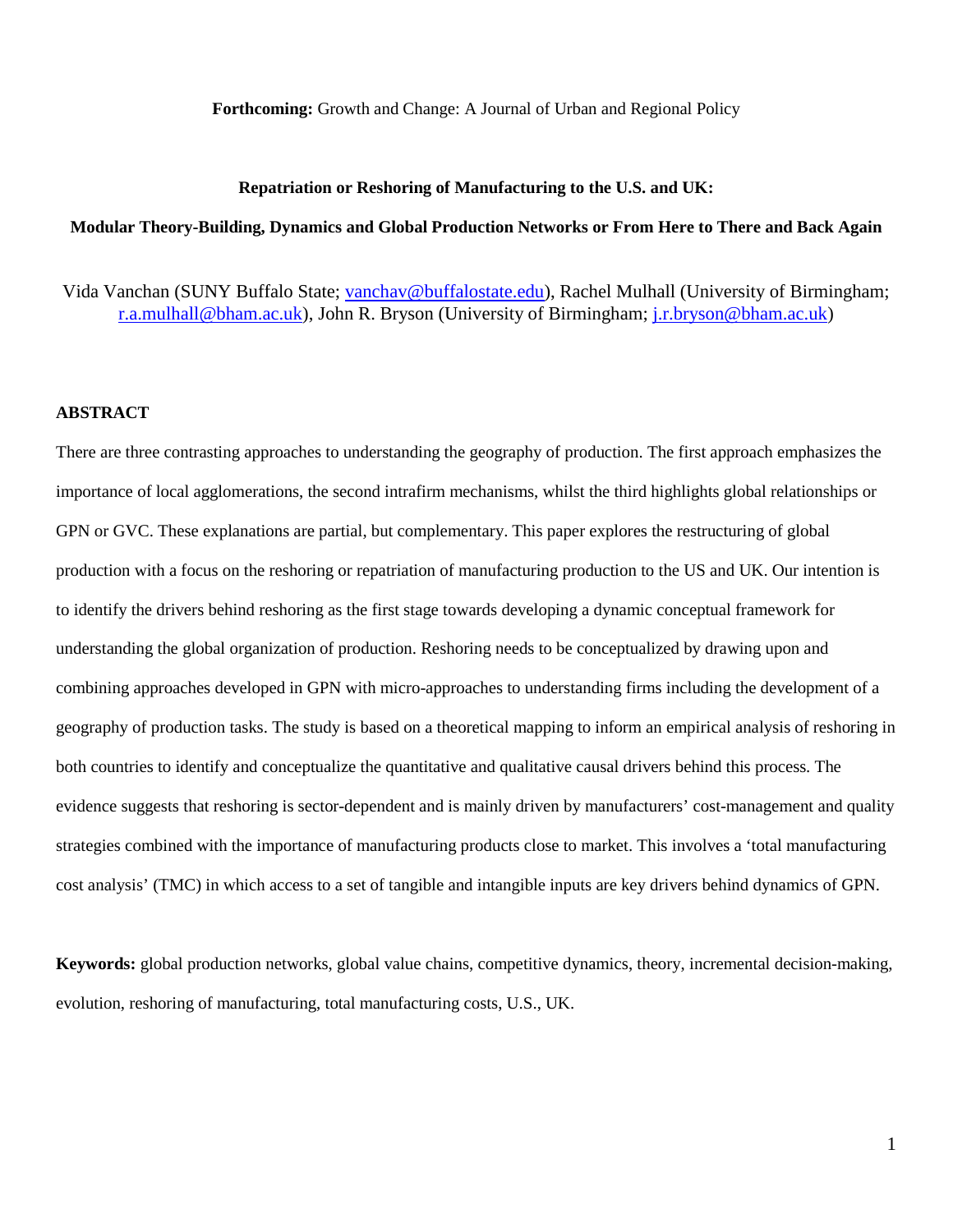**Forthcoming:** Growth and Change: A Journal of Urban and Regional Policy

**Repatriation or Reshoring of Manufacturing to the U.S. and UK:**

**Modular Theory-Building, Dynamics and Global Production Networks or From Here to There and Back Again**

Vida Vanchan (SUNY Buffalo State; vanchav@buffalostate.edu), Rachel Mulhall (University of Birmingham; r.a.mulhall@bham.ac.uk), John R. Bryson (University of Birmingham; j.r.bryson@bham.ac.uk)

## ABSTRACT

There are three contrasting approaches to understanding the geography of production. The first approach emphasizes the importance of local agglomerations, the second intrafirm mechanisms, whilst the third highlights global relationships or GPN or GVC. These explanations are partial, but complementary. This paper explores the restructuring of global production with a focus on the reshoring or repatriation of manufacturing production to the US and UK. Our intention is to identify the drivers behind reshoring as the first stage towards developing a dynamic conceptual framework for understanding the global organization of production. Reshoring needs to be conceptualized by drawing upon and combining approaches developed in GPN with micro-approaches to understanding firms including the development of a geography of production tasks. The study is based on a theoretical mapping to inform an empirical analysis of reshoring in both countries to identify and conceptualize the quantitative and qualitative causal drivers behind this process. The evidence suggests that reshoring is sector-dependent and is mainly driven by manufacturers' cost-management and quality strategies combined with the importance of manufacturing products close to market. This involves a 'total manufacturing cost analysis' (TMC) in which access to a set of tangible and intangible inputs are key drivers behind dynamics of GPN.

**Keywords:** global production networks, global value chains, competitive dynamics, theory, incremental decision-making, evolution, reshoring of manufacturing, total manufacturing costs, U.S., UK.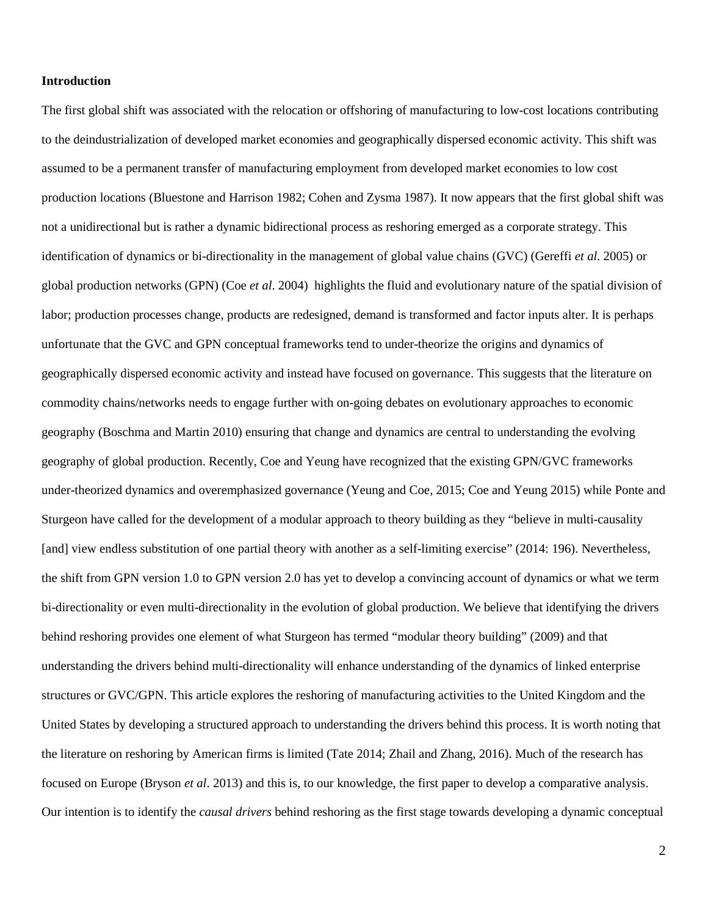## Introduction

The first global shift was associated with the relocation or offshoring of manufacturing to low-cost locations contributing to the deindustrialization of developed market economies and geographically dispersed economic activity. This shift was assumed to be a permanent transfer of manufacturing employment from developed market economies to low cost production locations (Bluestone and Harrison 1982; Cohen and Zysma 1987). It now appears that the first global shift was not a unidirectional but is rather a dynamic bidirectional process as reshoring emerged as a corporate strategy. This identification of dynamics or bi-directionality in the management of global value chains (GVC) (Gereffi *et al*. 2005) or global production networks (GPN) (Coe *et al*. 2004) highlights the fluid and evolutionary nature of the spatial division of labor; production processes change, products are redesigned, demand is transformed and factor inputs alter. It is perhaps unfortunate that the GVC and GPN conceptual frameworks tend to under-theorize the origins and dynamics of geographically dispersed economic activity and instead have focused on governance. This suggests that the literature on commodity chains/networks needs to engage further with on-going debates on evolutionary approaches to economic geography (Boschma and Martin 2010) ensuring that change and dynamics are central to understanding the evolving geography of global production. Recently, Coe and Yeung have recognized that the existing GPN/GVC frameworks under-theorized dynamics and overemphasized governance (Yeung and Coe, 2015; Coe and Yeung 2015) while Ponte and Sturgeon have called for the development of a modular approach to theory building as they "believe in multi-causality [and] view endless substitution of one partial theory with another as a self-limiting exercise" (2014: 196). Nevertheless, the shift from GPN version 1.0 to GPN version 2.0 has yet to develop a convincing account of dynamics or what we term bi-directionality or even multi-directionality in the evolution of global production. We believe that identifying the drivers behind reshoring provides one element of what Sturgeon has termed "modular theory building" (2009) and that understanding the drivers behind multi-directionality will enhance understanding of the dynamics of linked enterprise structures or GVC/GPN. This article explores the reshoring of manufacturing activities to the United Kingdom and the United States by developing a structured approach to understanding the drivers behind this process. It is worth noting that the literature on reshoring by American firms is limited (Tate 2014; Zhail and Zhang, 2016). Much of the research has focused on Europe (Bryson *et al*. 2013) and this is, to our knowledge, the first paper to develop a comparative analysis. Our intention is to identify the *causal drivers* behind reshoring as the first stage towards developing a dynamic conceptual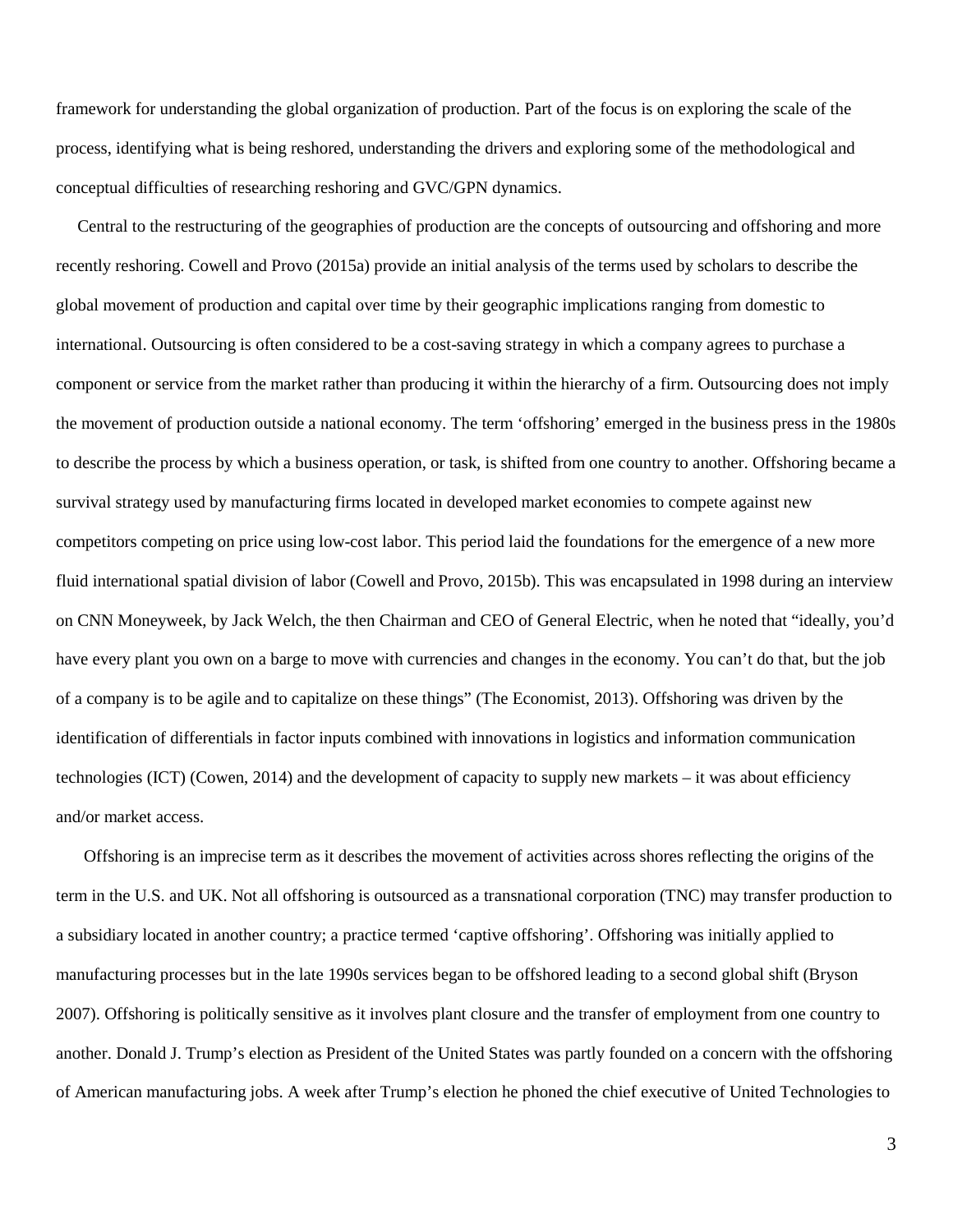framework for understanding the global organization of production. Part of the focus is on exploring the scale of the process, identifying what is being reshored, understanding the drivers and exploring some of the methodological and conceptual difficulties of researching reshoring and GVC/GPN dynamics.

Central to the restructuring of the geographies of production are the concepts of outsourcing and offshoring and more recently reshoring. Cowell and Provo (2015a) provide an initial analysis of the terms used by scholars to describe the global movement of production and capital over time by their geographic implications ranging from domestic to international. Outsourcing is often considered to be a cost-saving strategy in which a company agrees to purchase a component or service from the market rather than producing it within the hierarchy of a firm. Outsourcing does not imply the movement of production outside a national economy. The term 'offshoring' emerged in the business press in the 1980s to describe the process by which a business operation, or task, is shifted from one country to another. Offshoring became a survival strategy used by manufacturing firms located in developed market economies to compete against new competitors competing on price using low-cost labor. This period laid the foundations for the emergence of a new more fluid international spatial division of labor (Cowell and Provo, 2015b). This was encapsulated in 1998 during an interview on CNN Moneyweek, by Jack Welch, the then Chairman and CEO of General Electric, when he noted that "ideally, you'd have every plant you own on a barge to move with currencies and changes in the economy. You can't do that, but the job of a company is to be agile and to capitalize on these things" (The Economist, 2013). Offshoring was driven by the identification of differentials in factor inputs combined with innovations in logistics and information communication technologies (ICT) (Cowen, 2014) and the development of capacity to supply new markets – it was about efficiency and/or market access.

Offshoring is an imprecise term as it describes the movement of activities across shores reflecting the origins of the term in the U.S. and UK. Not all offshoring is outsourced as a transnational corporation (TNC) may transfer production to a subsidiary located in another country; a practice termed 'captive offshoring'. Offshoring was initially applied to manufacturing processes but in the late 1990s services began to be offshored leading to a second global shift (Bryson 2007). Offshoring is politically sensitive as it involves plant closure and the transfer of employment from one country to another. Donald J. Trump's election as President of the United States was partly founded on a concern with the offshoring of American manufacturing jobs. A week after Trump's election he phoned the chief executive of United Technologies to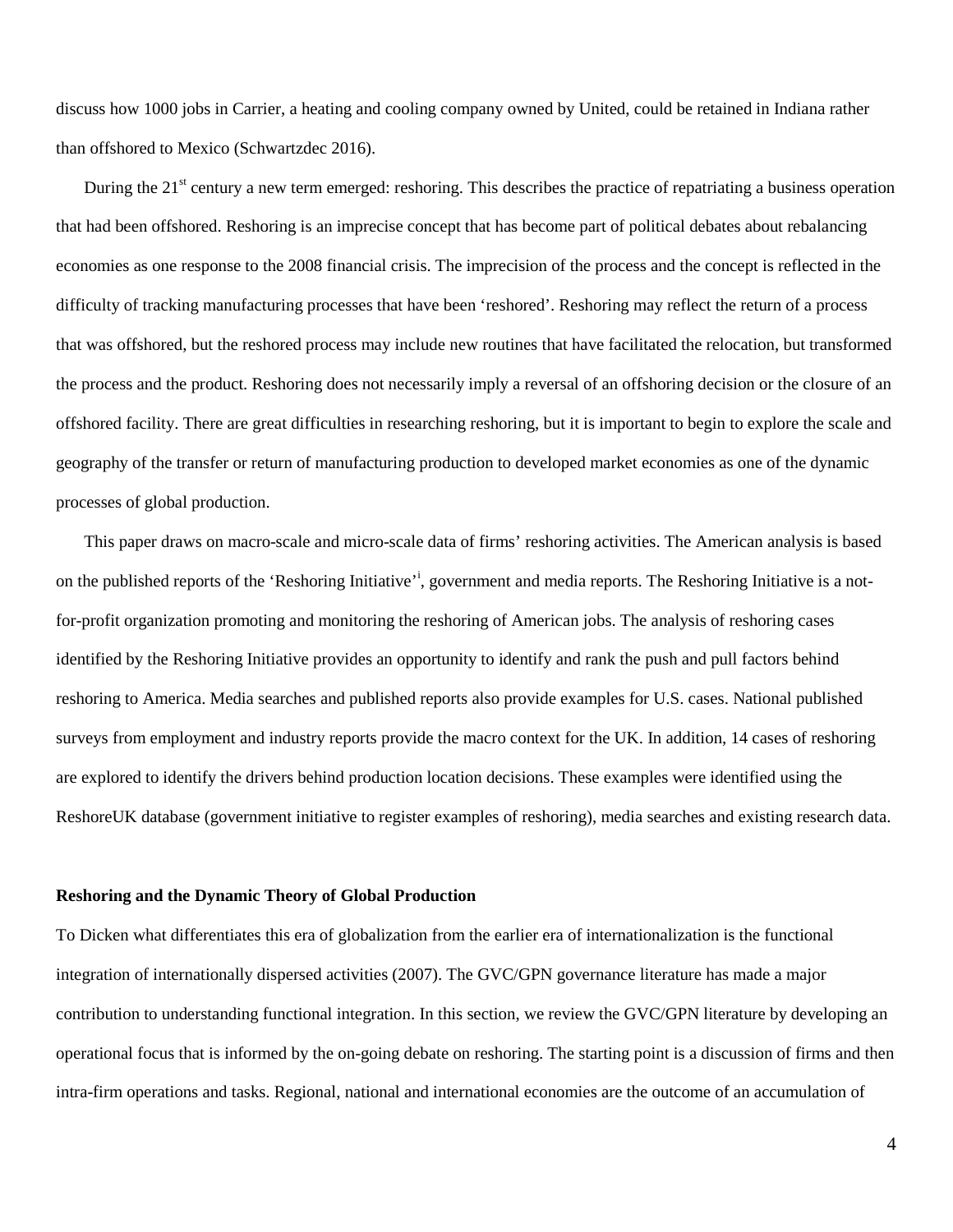discuss how 1000 jobs in Carrier, a heating and cooling company owned by United, could be retained in Indiana rather than offshored to Mexico (Schwartzdec 2016).

During the 21st century a new term emerged: reshoring. This describes the practice of repatriating a business operation that had been offshored. Reshoring is an imprecise concept that has become part of political debates about rebalancing economies as one response to the 2008 financial crisis. The imprecision of the process and the concept is reflected in the difficulty of tracking manufacturing processes that have been 'reshored'. Reshoring may reflect the return of a process that was offshored, but the reshored process may include new routines that have facilitated the relocation, but transformed the process and the product. Reshoring does not necessarily imply a reversal of an offshoring decision or the closure of an offshored facility. There are great difficulties in researching reshoring, but it is important to begin to explore the scale and geography of the transfer or return of manufacturing production to developed market economies as one of the dynamic processes of global production.

This paper draws on macro-scale and micro-scale data of firms' reshoring activities. The American analysis is based on the published reports of the 'Reshoring Initiative'[i], government and media reports. The Reshoring Initiative is a not-for-profit organization promoting and monitoring the reshoring of American jobs. The analysis of reshoring cases identified by the Reshoring Initiative provides an opportunity to identify and rank the push and pull factors behind reshoring to America. Media searches and published reports also provide examples for U.S. cases. National published surveys from employment and industry reports provide the macro context for the UK. In addition, 14 cases of reshoring are explored to identify the drivers behind production location decisions. These examples were identified using the ReshoreUK database (government initiative to register examples of reshoring), media searches and existing research data.

## Reshoring and the Dynamic Theory of Global Production

To Dicken what differentiates this era of globalization from the earlier era of internationalization is the functional integration of internationally dispersed activities (2007). The GVC/GPN governance literature has made a major contribution to understanding functional integration. In this section, we review the GVC/GPN literature by developing an operational focus that is informed by the on-going debate on reshoring. The starting point is a discussion of firms and then intra-firm operations and tasks. Regional, national and international economies are the outcome of an accumulation of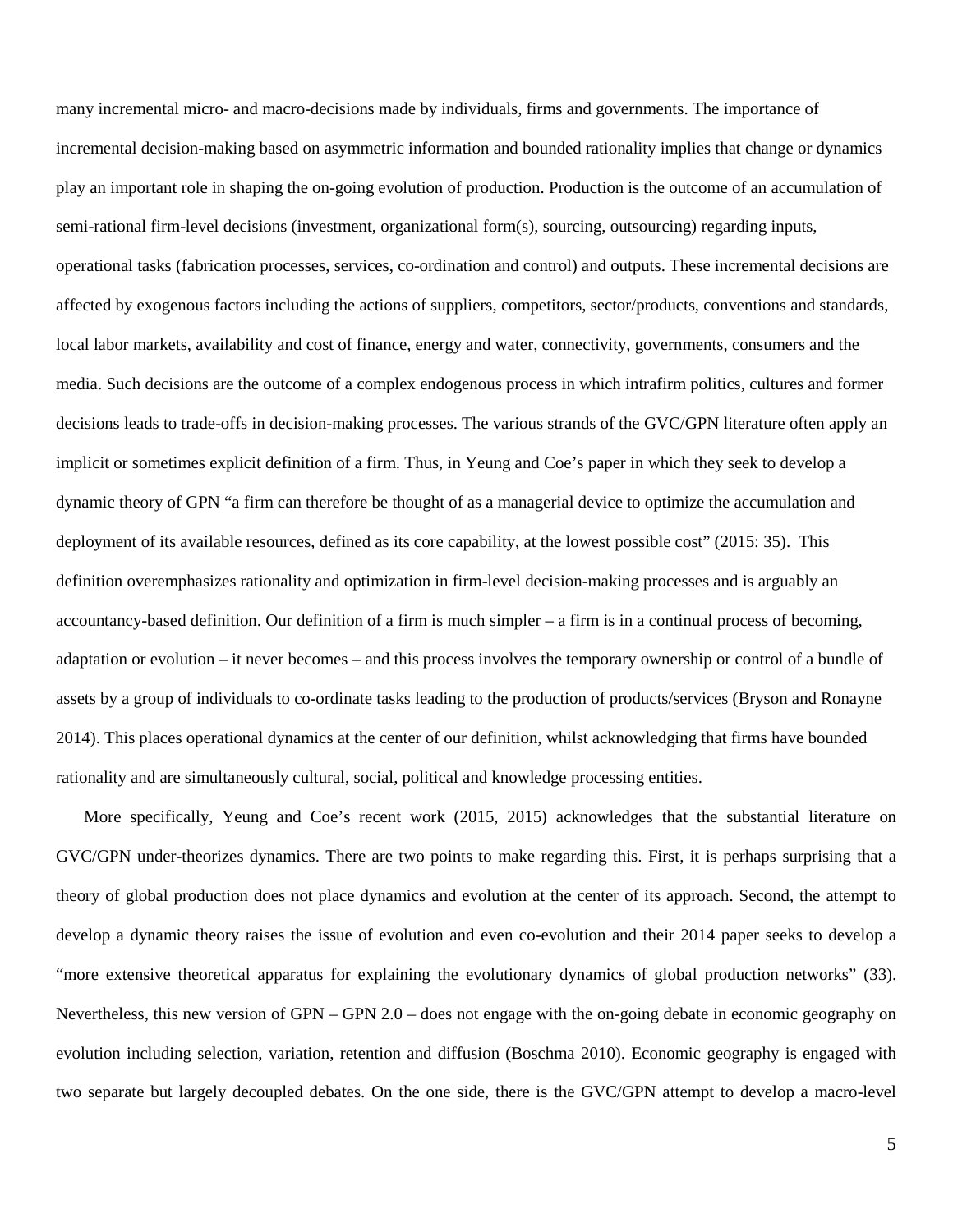many incremental micro- and macro-decisions made by individuals, firms and governments. The importance of incremental decision-making based on asymmetric information and bounded rationality implies that change or dynamics play an important role in shaping the on-going evolution of production. Production is the outcome of an accumulation of semi-rational firm-level decisions (investment, organizational form(s), sourcing, outsourcing) regarding inputs, operational tasks (fabrication processes, services, co-ordination and control) and outputs. These incremental decisions are affected by exogenous factors including the actions of suppliers, competitors, sector/products, conventions and standards, local labor markets, availability and cost of finance, energy and water, connectivity, governments, consumers and the media. Such decisions are the outcome of a complex endogenous process in which intrafirm politics, cultures and former decisions leads to trade-offs in decision-making processes. The various strands of the GVC/GPN literature often apply an implicit or sometimes explicit definition of a firm. Thus, in Yeung and Coe's paper in which they seek to develop a dynamic theory of GPN "a firm can therefore be thought of as a managerial device to optimize the accumulation and deployment of its available resources, defined as its core capability, at the lowest possible cost" (2015: 35). This definition overemphasizes rationality and optimization in firm-level decision-making processes and is arguably an accountancy-based definition. Our definition of a firm is much simpler – a firm is in a continual process of becoming, adaptation or evolution – it never becomes – and this process involves the temporary ownership or control of a bundle of assets by a group of individuals to co-ordinate tasks leading to the production of products/services (Bryson and Ronayne 2014). This places operational dynamics at the center of our definition, whilst acknowledging that firms have bounded rationality and are simultaneously cultural, social, political and knowledge processing entities.

More specifically, Yeung and Coe's recent work (2015, 2015) acknowledges that the substantial literature on GVC/GPN under-theorizes dynamics. There are two points to make regarding this. First, it is perhaps surprising that a theory of global production does not place dynamics and evolution at the center of its approach. Second, the attempt to develop a dynamic theory raises the issue of evolution and even co-evolution and their 2014 paper seeks to develop a "more extensive theoretical apparatus for explaining the evolutionary dynamics of global production networks" (33). Nevertheless, this new version of GPN – GPN 2.0 – does not engage with the on-going debate in economic geography on evolution including selection, variation, retention and diffusion (Boschma 2010). Economic geography is engaged with two separate but largely decoupled debates. On the one side, there is the GVC/GPN attempt to develop a macro-level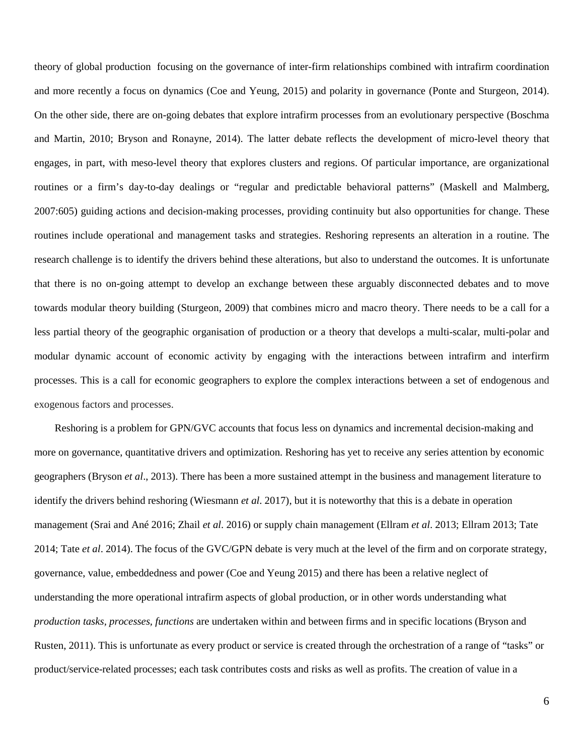theory of global production focusing on the governance of inter-firm relationships combined with intrafirm coordination and more recently a focus on dynamics (Coe and Yeung, 2015) and polarity in governance (Ponte and Sturgeon, 2014). On the other side, there are on-going debates that explore intrafirm processes from an evolutionary perspective (Boschma and Martin, 2010; Bryson and Ronayne, 2014). The latter debate reflects the development of micro-level theory that engages, in part, with meso-level theory that explores clusters and regions. Of particular importance, are organizational routines or a firm's day-to-day dealings or "regular and predictable behavioral patterns" (Maskell and Malmberg, 2007:605) guiding actions and decision-making processes, providing continuity but also opportunities for change. These routines include operational and management tasks and strategies. Reshoring represents an alteration in a routine. The research challenge is to identify the drivers behind these alterations, but also to understand the outcomes. It is unfortunate that there is no on-going attempt to develop an exchange between these arguably disconnected debates and to move towards modular theory building (Sturgeon, 2009) that combines micro and macro theory. There needs to be a call for a less partial theory of the geographic organisation of production or a theory that develops a multi-scalar, multi-polar and modular dynamic account of economic activity by engaging with the interactions between intrafirm and interfirm processes. This is a call for economic geographers to explore the complex interactions between a set of endogenous and exogenous factors and processes.

Reshoring is a problem for GPN/GVC accounts that focus less on dynamics and incremental decision-making and more on governance, quantitative drivers and optimization. Reshoring has yet to receive any series attention by economic geographers (Bryson *et al*., 2013). There has been a more sustained attempt in the business and management literature to identify the drivers behind reshoring (Wiesmann *et al*. 2017), but it is noteworthy that this is a debate in operation management (Srai and Ané 2016; Zhail *et al*. 2016) or supply chain management (Ellram *et al*. 2013; Ellram 2013; Tate 2014; Tate *et al*. 2014). The focus of the GVC/GPN debate is very much at the level of the firm and on corporate strategy, governance, value, embeddedness and power (Coe and Yeung 2015) and there has been a relative neglect of understanding the more operational intrafirm aspects of global production, or in other words understanding what *production tasks, processes, functions* are undertaken within and between firms and in specific locations (Bryson and Rusten, 2011). This is unfortunate as every product or service is created through the orchestration of a range of "tasks" or product/service-related processes; each task contributes costs and risks as well as profits. The creation of value in a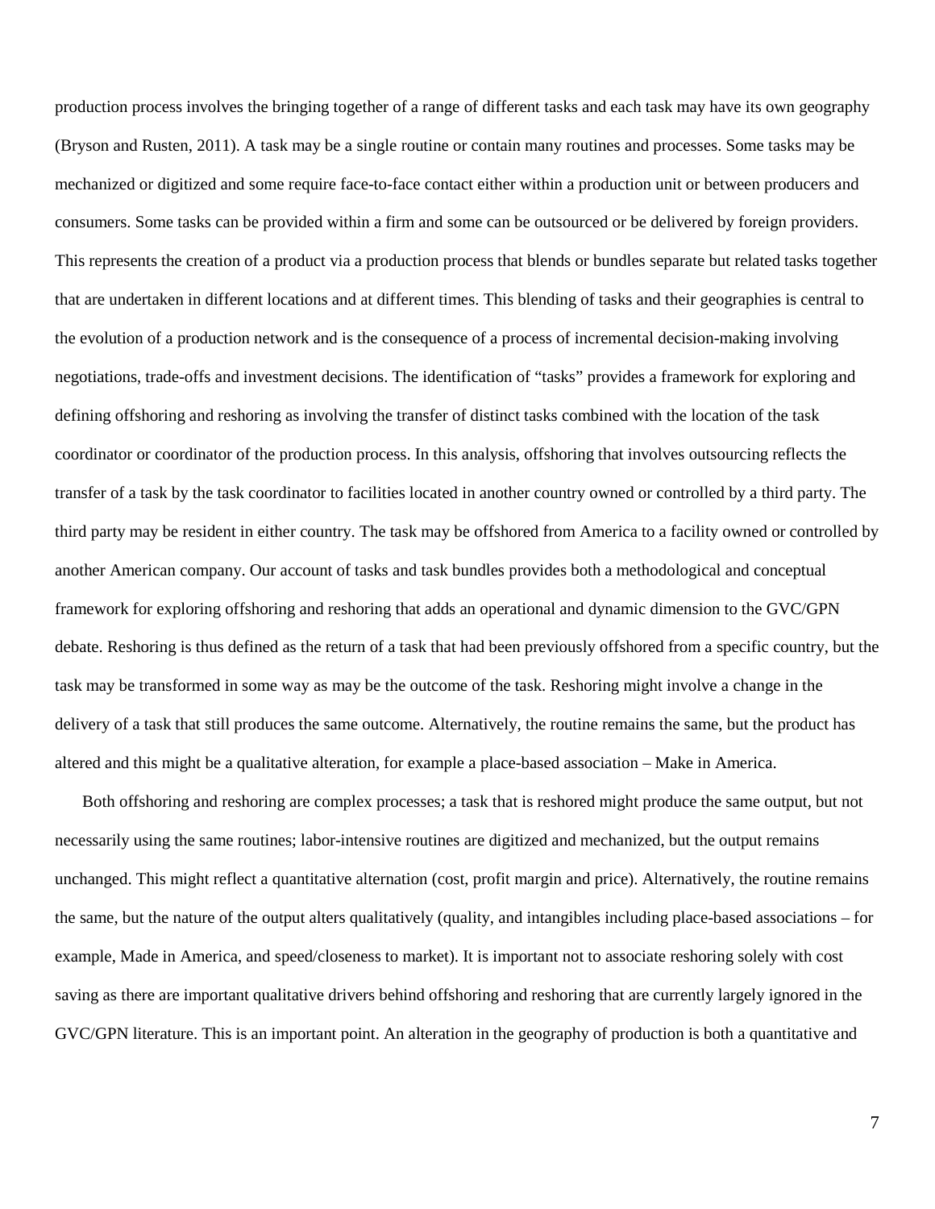production process involves the bringing together of a range of different tasks and each task may have its own geography (Bryson and Rusten, 2011). A task may be a single routine or contain many routines and processes. Some tasks may be mechanized or digitized and some require face-to-face contact either within a production unit or between producers and consumers. Some tasks can be provided within a firm and some can be outsourced or be delivered by foreign providers. This represents the creation of a product via a production process that blends or bundles separate but related tasks together that are undertaken in different locations and at different times. This blending of tasks and their geographies is central to the evolution of a production network and is the consequence of a process of incremental decision-making involving negotiations, trade-offs and investment decisions. The identification of "tasks" provides a framework for exploring and defining offshoring and reshoring as involving the transfer of distinct tasks combined with the location of the task coordinator or coordinator of the production process. In this analysis, offshoring that involves outsourcing reflects the transfer of a task by the task coordinator to facilities located in another country owned or controlled by a third party. The third party may be resident in either country. The task may be offshored from America to a facility owned or controlled by another American company. Our account of tasks and task bundles provides both a methodological and conceptual framework for exploring offshoring and reshoring that adds an operational and dynamic dimension to the GVC/GPN debate. Reshoring is thus defined as the return of a task that had been previously offshored from a specific country, but the task may be transformed in some way as may be the outcome of the task. Reshoring might involve a change in the delivery of a task that still produces the same outcome. Alternatively, the routine remains the same, but the product has altered and this might be a qualitative alteration, for example a place-based association – Make in America.

Both offshoring and reshoring are complex processes; a task that is reshored might produce the same output, but not necessarily using the same routines; labor-intensive routines are digitized and mechanized, but the output remains unchanged. This might reflect a quantitative alternation (cost, profit margin and price). Alternatively, the routine remains the same, but the nature of the output alters qualitatively (quality, and intangibles including place-based associations – for example, Made in America, and speed/closeness to market). It is important not to associate reshoring solely with cost saving as there are important qualitative drivers behind offshoring and reshoring that are currently largely ignored in the GVC/GPN literature. This is an important point. An alteration in the geography of production is both a quantitative and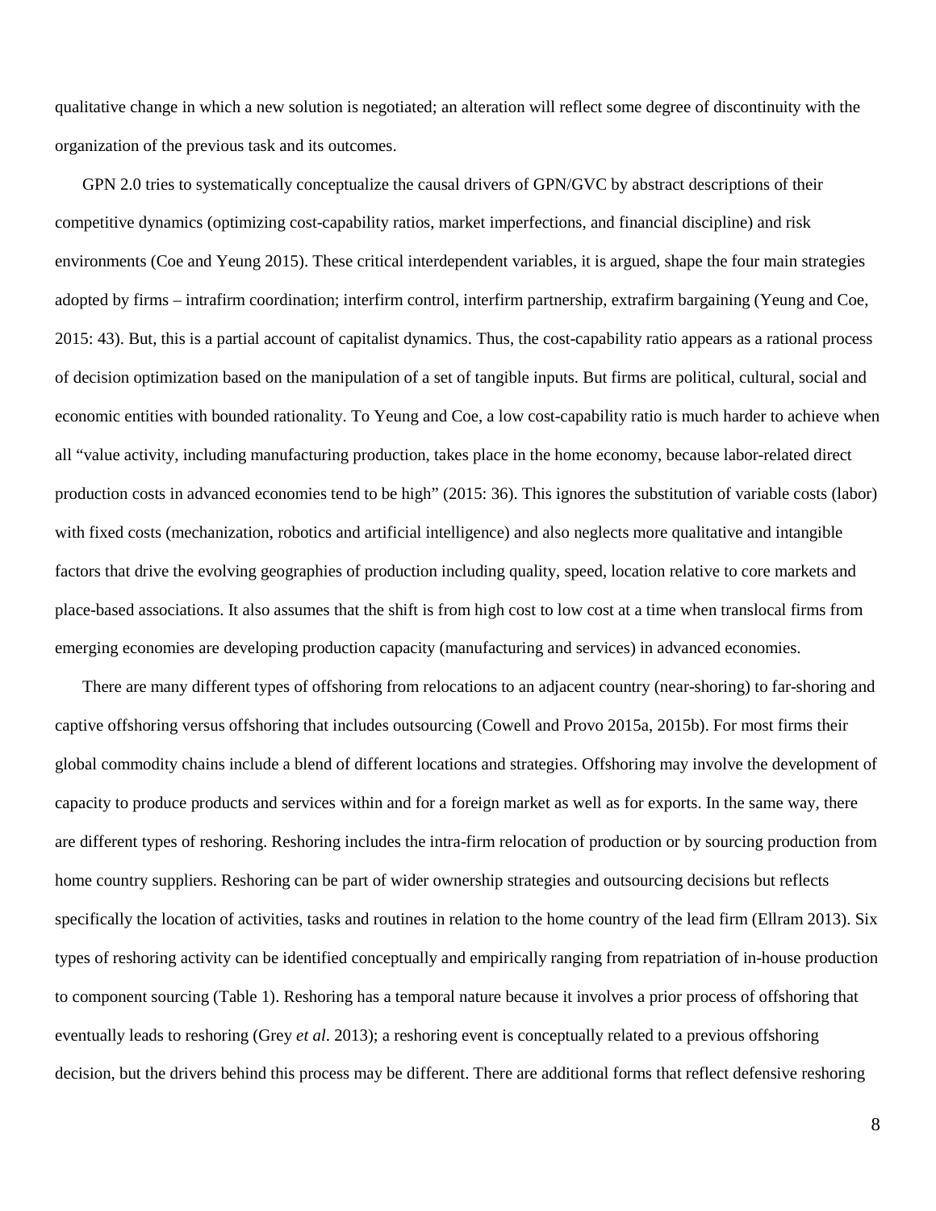qualitative change in which a new solution is negotiated; an alteration will reflect some degree of discontinuity with the organization of the previous task and its outcomes.

GPN 2.0 tries to systematically conceptualize the causal drivers of GPN/GVC by abstract descriptions of their competitive dynamics (optimizing cost-capability ratios, market imperfections, and financial discipline) and risk environments (Coe and Yeung 2015). These critical interdependent variables, it is argued, shape the four main strategies adopted by firms – intrafirm coordination; interfirm control, interfirm partnership, extrafirm bargaining (Yeung and Coe, 2015: 43). But, this is a partial account of capitalist dynamics. Thus, the cost-capability ratio appears as a rational process of decision optimization based on the manipulation of a set of tangible inputs. But firms are political, cultural, social and economic entities with bounded rationality. To Yeung and Coe, a low cost-capability ratio is much harder to achieve when all "value activity, including manufacturing production, takes place in the home economy, because labor-related direct production costs in advanced economies tend to be high" (2015: 36). This ignores the substitution of variable costs (labor) with fixed costs (mechanization, robotics and artificial intelligence) and also neglects more qualitative and intangible factors that drive the evolving geographies of production including quality, speed, location relative to core markets and place-based associations. It also assumes that the shift is from high cost to low cost at a time when translocal firms from emerging economies are developing production capacity (manufacturing and services) in advanced economies.

There are many different types of offshoring from relocations to an adjacent country (near-shoring) to far-shoring and captive offshoring versus offshoring that includes outsourcing (Cowell and Provo 2015a, 2015b). For most firms their global commodity chains include a blend of different locations and strategies. Offshoring may involve the development of capacity to produce products and services within and for a foreign market as well as for exports. In the same way, there are different types of reshoring. Reshoring includes the intra-firm relocation of production or by sourcing production from home country suppliers. Reshoring can be part of wider ownership strategies and outsourcing decisions but reflects specifically the location of activities, tasks and routines in relation to the home country of the lead firm (Ellram 2013). Six types of reshoring activity can be identified conceptually and empirically ranging from repatriation of in-house production to component sourcing (Table 1). Reshoring has a temporal nature because it involves a prior process of offshoring that eventually leads to reshoring (Grey *et al*. 2013); a reshoring event is conceptually related to a previous offshoring decision, but the drivers behind this process may be different. There are additional forms that reflect defensive reshoring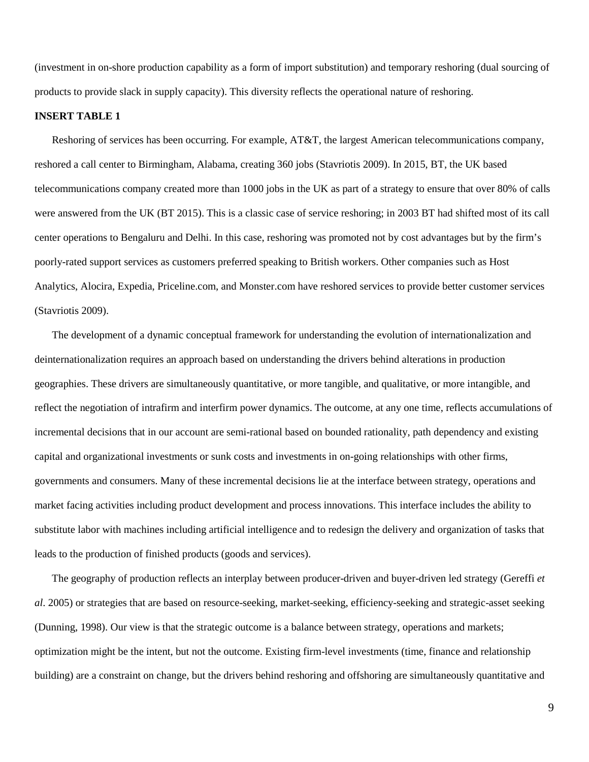(investment in on-shore production capability as a form of import substitution) and temporary reshoring (dual sourcing of products to provide slack in supply capacity). This diversity reflects the operational nature of reshoring.

**INSERT TABLE 1**

Reshoring of services has been occurring. For example, AT&T, the largest American telecommunications company, reshored a call center to Birmingham, Alabama, creating 360 jobs (Stavriotis 2009). In 2015, BT, the UK based telecommunications company created more than 1000 jobs in the UK as part of a strategy to ensure that over 80% of calls were answered from the UK (BT 2015). This is a classic case of service reshoring; in 2003 BT had shifted most of its call center operations to Bengaluru and Delhi. In this case, reshoring was promoted not by cost advantages but by the firm's poorly-rated support services as customers preferred speaking to British workers. Other companies such as Host Analytics, Alocira, Expedia, Priceline.com, and Monster.com have reshored services to provide better customer services (Stavriotis 2009).

The development of a dynamic conceptual framework for understanding the evolution of internationalization and deinternationalization requires an approach based on understanding the drivers behind alterations in production geographies. These drivers are simultaneously quantitative, or more tangible, and qualitative, or more intangible, and reflect the negotiation of intrafirm and interfirm power dynamics. The outcome, at any one time, reflects accumulations of incremental decisions that in our account are semi-rational based on bounded rationality, path dependency and existing capital and organizational investments or sunk costs and investments in on-going relationships with other firms, governments and consumers. Many of these incremental decisions lie at the interface between strategy, operations and market facing activities including product development and process innovations. This interface includes the ability to substitute labor with machines including artificial intelligence and to redesign the delivery and organization of tasks that leads to the production of finished products (goods and services).

The geography of production reflects an interplay between producer-driven and buyer-driven led strategy (Gereffi *et al*. 2005) or strategies that are based on resource-seeking, market-seeking, efficiency-seeking and strategic-asset seeking (Dunning, 1998). Our view is that the strategic outcome is a balance between strategy, operations and markets; optimization might be the intent, but not the outcome. Existing firm-level investments (time, finance and relationship building) are a constraint on change, but the drivers behind reshoring and offshoring are simultaneously quantitative and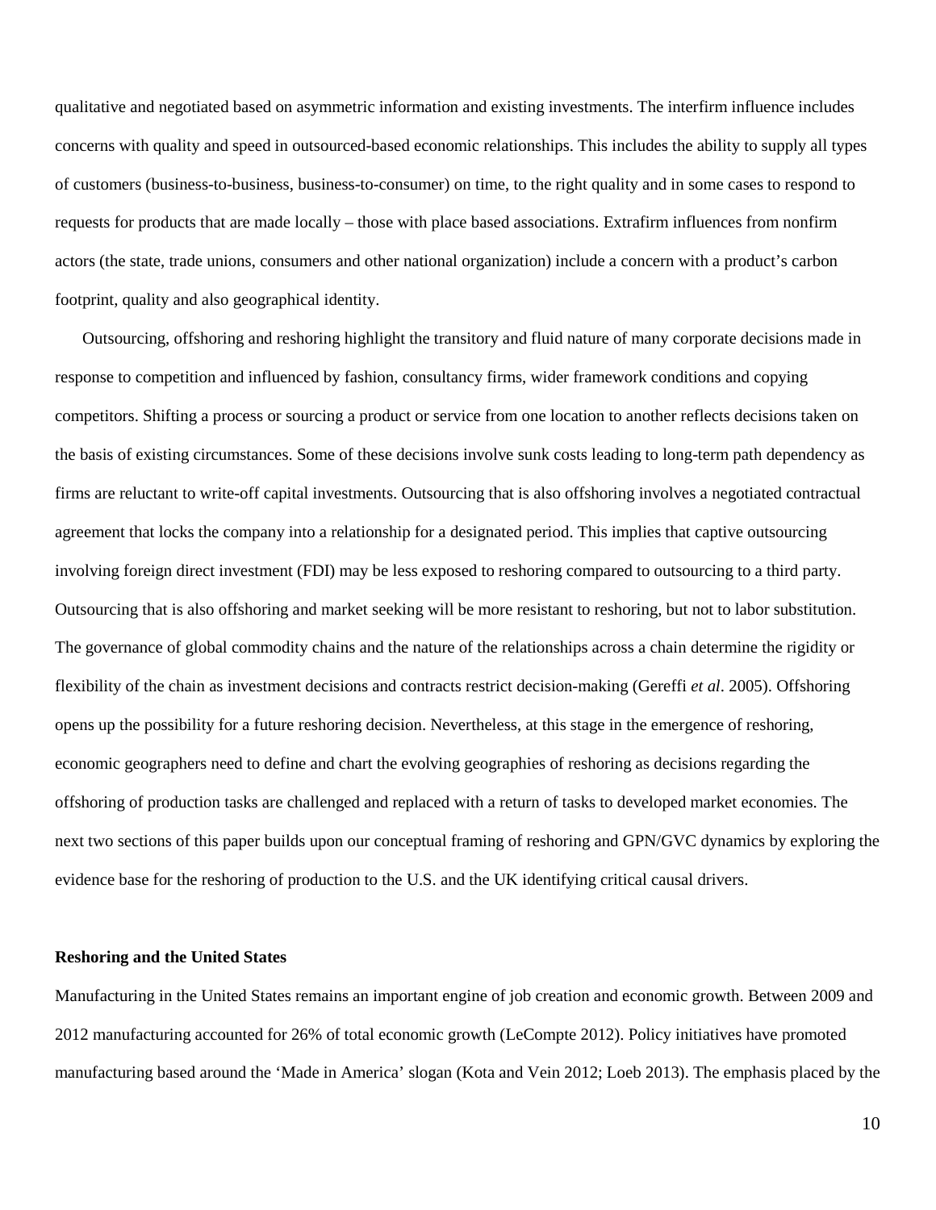qualitative and negotiated based on asymmetric information and existing investments. The interfirm influence includes concerns with quality and speed in outsourced-based economic relationships. This includes the ability to supply all types of customers (business-to-business, business-to-consumer) on time, to the right quality and in some cases to respond to requests for products that are made locally – those with place based associations. Extrafirm influences from nonfirm actors (the state, trade unions, consumers and other national organization) include a concern with a product's carbon footprint, quality and also geographical identity.

Outsourcing, offshoring and reshoring highlight the transitory and fluid nature of many corporate decisions made in response to competition and influenced by fashion, consultancy firms, wider framework conditions and copying competitors. Shifting a process or sourcing a product or service from one location to another reflects decisions taken on the basis of existing circumstances. Some of these decisions involve sunk costs leading to long-term path dependency as firms are reluctant to write-off capital investments. Outsourcing that is also offshoring involves a negotiated contractual agreement that locks the company into a relationship for a designated period. This implies that captive outsourcing involving foreign direct investment (FDI) may be less exposed to reshoring compared to outsourcing to a third party. Outsourcing that is also offshoring and market seeking will be more resistant to reshoring, but not to labor substitution. The governance of global commodity chains and the nature of the relationships across a chain determine the rigidity or flexibility of the chain as investment decisions and contracts restrict decision-making (Gereffi *et al*. 2005). Offshoring opens up the possibility for a future reshoring decision. Nevertheless, at this stage in the emergence of reshoring, economic geographers need to define and chart the evolving geographies of reshoring as decisions regarding the offshoring of production tasks are challenged and replaced with a return of tasks to developed market economies. The next two sections of this paper builds upon our conceptual framing of reshoring and GPN/GVC dynamics by exploring the evidence base for the reshoring of production to the U.S. and the UK identifying critical causal drivers.

## Reshoring and the United States

Manufacturing in the United States remains an important engine of job creation and economic growth. Between 2009 and 2012 manufacturing accounted for 26% of total economic growth (LeCompte 2012). Policy initiatives have promoted manufacturing based around the 'Made in America' slogan (Kota and Vein 2012; Loeb 2013). The emphasis placed by the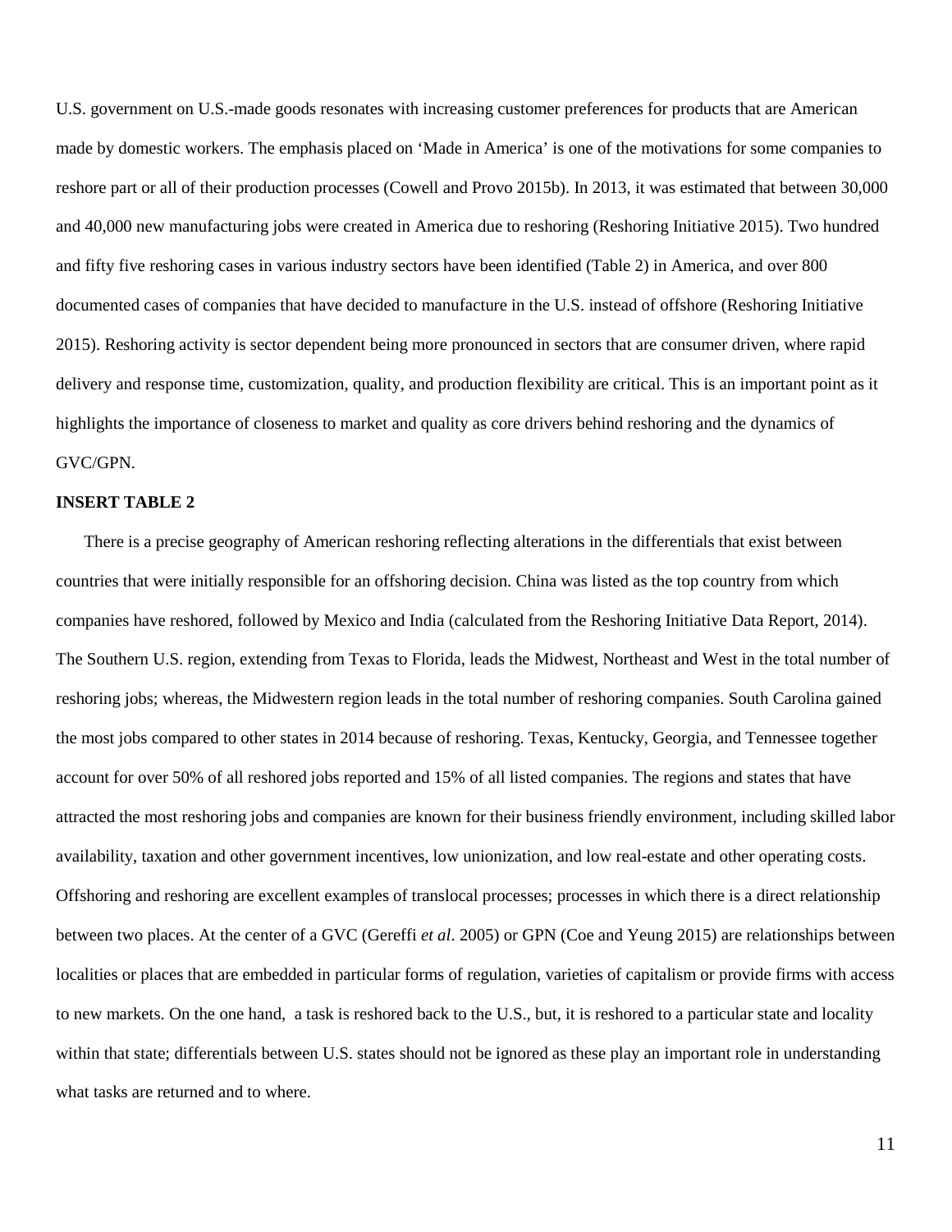U.S. government on U.S.-made goods resonates with increasing customer preferences for products that are American made by domestic workers. The emphasis placed on 'Made in America' is one of the motivations for some companies to reshore part or all of their production processes (Cowell and Provo 2015b). In 2013, it was estimated that between 30,000 and 40,000 new manufacturing jobs were created in America due to reshoring (Reshoring Initiative 2015). Two hundred and fifty five reshoring cases in various industry sectors have been identified (Table 2) in America, and over 800 documented cases of companies that have decided to manufacture in the U.S. instead of offshore (Reshoring Initiative 2015). Reshoring activity is sector dependent being more pronounced in sectors that are consumer driven, where rapid delivery and response time, customization, quality, and production flexibility are critical. This is an important point as it highlights the importance of closeness to market and quality as core drivers behind reshoring and the dynamics of GVC/GPN.

**INSERT TABLE 2**

There is a precise geography of American reshoring reflecting alterations in the differentials that exist between countries that were initially responsible for an offshoring decision. China was listed as the top country from which companies have reshored, followed by Mexico and India (calculated from the Reshoring Initiative Data Report, 2014). The Southern U.S. region, extending from Texas to Florida, leads the Midwest, Northeast and West in the total number of reshoring jobs; whereas, the Midwestern region leads in the total number of reshoring companies. South Carolina gained the most jobs compared to other states in 2014 because of reshoring. Texas, Kentucky, Georgia, and Tennessee together account for over 50% of all reshored jobs reported and 15% of all listed companies. The regions and states that have attracted the most reshoring jobs and companies are known for their business friendly environment, including skilled labor availability, taxation and other government incentives, low unionization, and low real-estate and other operating costs. Offshoring and reshoring are excellent examples of translocal processes; processes in which there is a direct relationship between two places. At the center of a GVC (Gereffi *et al*. 2005) or GPN (Coe and Yeung 2015) are relationships between localities or places that are embedded in particular forms of regulation, varieties of capitalism or provide firms with access to new markets. On the one hand, a task is reshored back to the U.S., but, it is reshored to a particular state and locality within that state; differentials between U.S. states should not be ignored as these play an important role in understanding what tasks are returned and to where.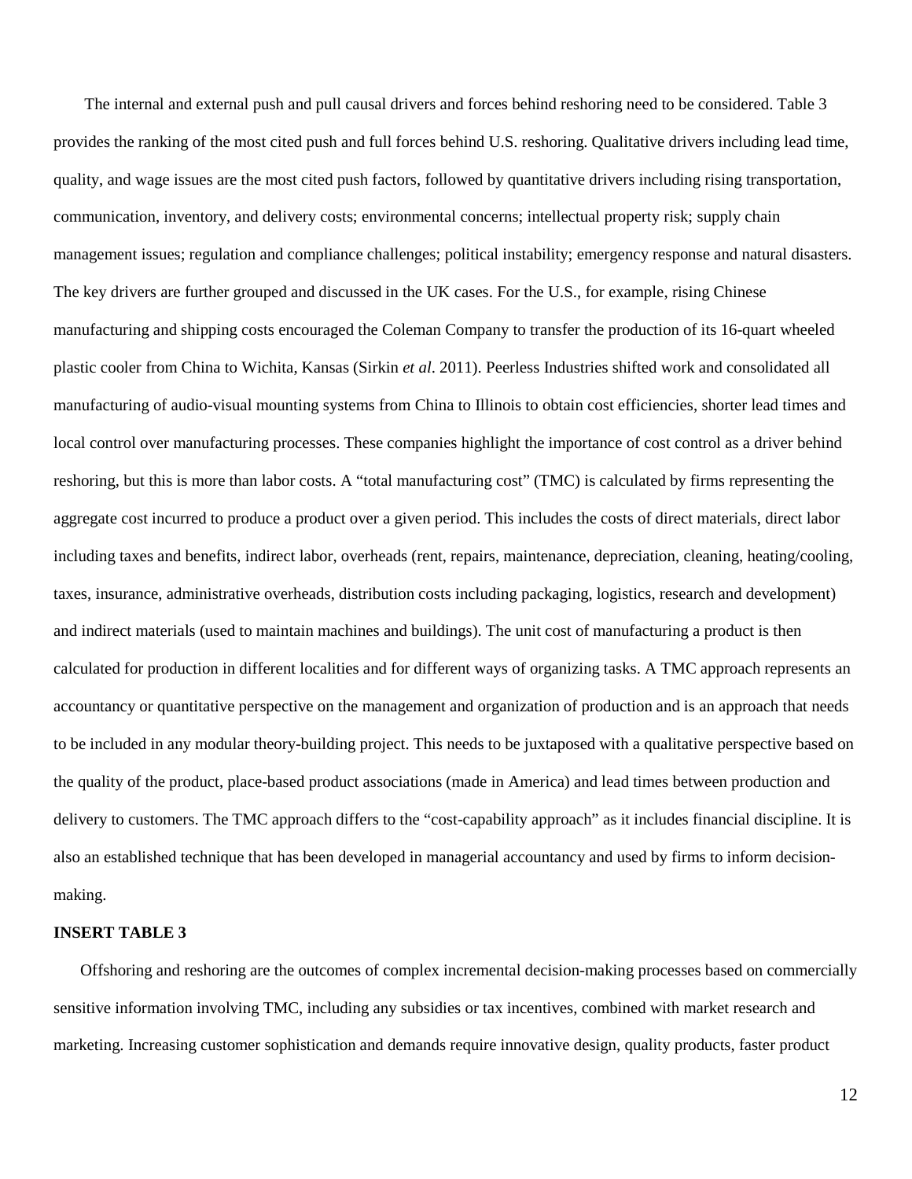The internal and external push and pull causal drivers and forces behind reshoring need to be considered. Table 3 provides the ranking of the most cited push and full forces behind U.S. reshoring. Qualitative drivers including lead time, quality, and wage issues are the most cited push factors, followed by quantitative drivers including rising transportation, communication, inventory, and delivery costs; environmental concerns; intellectual property risk; supply chain management issues; regulation and compliance challenges; political instability; emergency response and natural disasters. The key drivers are further grouped and discussed in the UK cases. For the U.S., for example, rising Chinese manufacturing and shipping costs encouraged the Coleman Company to transfer the production of its 16-quart wheeled plastic cooler from China to Wichita, Kansas (Sirkin *et al*. 2011). Peerless Industries shifted work and consolidated all manufacturing of audio-visual mounting systems from China to Illinois to obtain cost efficiencies, shorter lead times and local control over manufacturing processes. These companies highlight the importance of cost control as a driver behind reshoring, but this is more than labor costs. A "total manufacturing cost" (TMC) is calculated by firms representing the aggregate cost incurred to produce a product over a given period. This includes the costs of direct materials, direct labor including taxes and benefits, indirect labor, overheads (rent, repairs, maintenance, depreciation, cleaning, heating/cooling, taxes, insurance, administrative overheads, distribution costs including packaging, logistics, research and development) and indirect materials (used to maintain machines and buildings). The unit cost of manufacturing a product is then calculated for production in different localities and for different ways of organizing tasks. A TMC approach represents an accountancy or quantitative perspective on the management and organization of production and is an approach that needs to be included in any modular theory-building project. This needs to be juxtaposed with a qualitative perspective based on the quality of the product, place-based product associations (made in America) and lead times between production and delivery to customers. The TMC approach differs to the "cost-capability approach" as it includes financial discipline. It is also an established technique that has been developed in managerial accountancy and used by firms to inform decision-making.

**INSERT TABLE 3**

Offshoring and reshoring are the outcomes of complex incremental decision-making processes based on commercially sensitive information involving TMC, including any subsidies or tax incentives, combined with market research and marketing. Increasing customer sophistication and demands require innovative design, quality products, faster product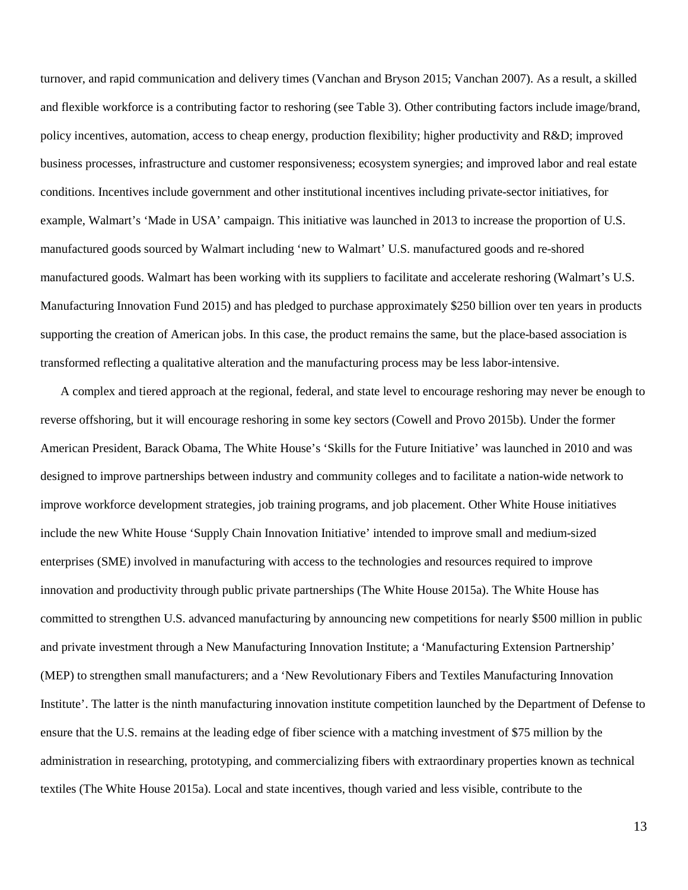turnover, and rapid communication and delivery times (Vanchan and Bryson 2015; Vanchan 2007). As a result, a skilled and flexible workforce is a contributing factor to reshoring (see Table 3). Other contributing factors include image/brand, policy incentives, automation, access to cheap energy, production flexibility; higher productivity and R&D; improved business processes, infrastructure and customer responsiveness; ecosystem synergies; and improved labor and real estate conditions. Incentives include government and other institutional incentives including private-sector initiatives, for example, Walmart's 'Made in USA' campaign. This initiative was launched in 2013 to increase the proportion of U.S. manufactured goods sourced by Walmart including 'new to Walmart' U.S. manufactured goods and re-shored manufactured goods. Walmart has been working with its suppliers to facilitate and accelerate reshoring (Walmart's U.S. Manufacturing Innovation Fund 2015) and has pledged to purchase approximately $250 billion over ten years in products supporting the creation of American jobs. In this case, the product remains the same, but the place-based association is transformed reflecting a qualitative alteration and the manufacturing process may be less labor-intensive.

A complex and tiered approach at the regional, federal, and state level to encourage reshoring may never be enough to reverse offshoring, but it will encourage reshoring in some key sectors (Cowell and Provo 2015b). Under the former American President, Barack Obama, The White House's 'Skills for the Future Initiative' was launched in 2010 and was designed to improve partnerships between industry and community colleges and to facilitate a nation-wide network to improve workforce development strategies, job training programs, and job placement. Other White House initiatives include the new White House 'Supply Chain Innovation Initiative' intended to improve small and medium-sized enterprises (SME) involved in manufacturing with access to the technologies and resources required to improve innovation and productivity through public private partnerships (The White House 2015a). The White House has committed to strengthen U.S. advanced manufacturing by announcing new competitions for nearly $500 million in public and private investment through a New Manufacturing Innovation Institute; a 'Manufacturing Extension Partnership' (MEP) to strengthen small manufacturers; and a 'New Revolutionary Fibers and Textiles Manufacturing Innovation Institute'. The latter is the ninth manufacturing innovation institute competition launched by the Department of Defense to ensure that the U.S. remains at the leading edge of fiber science with a matching investment of $75 million by the administration in researching, prototyping, and commercializing fibers with extraordinary properties known as technical textiles (The White House 2015a). Local and state incentives, though varied and less visible, contribute to the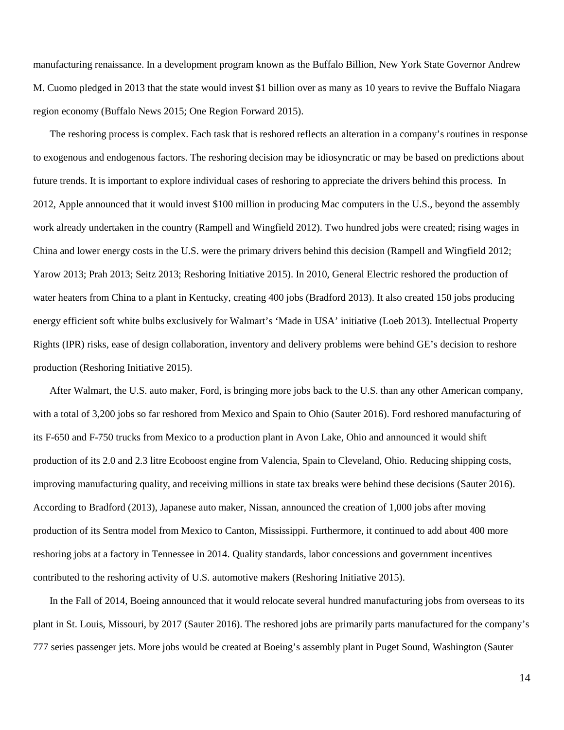manufacturing renaissance. In a development program known as the Buffalo Billion, New York State Governor Andrew M. Cuomo pledged in 2013 that the state would invest $1 billion over as many as 10 years to revive the Buffalo Niagara region economy (Buffalo News 2015; One Region Forward 2015).

The reshoring process is complex. Each task that is reshored reflects an alteration in a company's routines in response to exogenous and endogenous factors. The reshoring decision may be idiosyncratic or may be based on predictions about future trends. It is important to explore individual cases of reshoring to appreciate the drivers behind this process. In 2012, Apple announced that it would invest $100 million in producing Mac computers in the U.S., beyond the assembly work already undertaken in the country (Rampell and Wingfield 2012). Two hundred jobs were created; rising wages in China and lower energy costs in the U.S. were the primary drivers behind this decision (Rampell and Wingfield 2012; Yarow 2013; Prah 2013; Seitz 2013; Reshoring Initiative 2015). In 2010, General Electric reshored the production of water heaters from China to a plant in Kentucky, creating 400 jobs (Bradford 2013). It also created 150 jobs producing energy efficient soft white bulbs exclusively for Walmart's 'Made in USA' initiative (Loeb 2013). Intellectual Property Rights (IPR) risks, ease of design collaboration, inventory and delivery problems were behind GE's decision to reshore production (Reshoring Initiative 2015).

After Walmart, the U.S. auto maker, Ford, is bringing more jobs back to the U.S. than any other American company, with a total of 3,200 jobs so far reshored from Mexico and Spain to Ohio (Sauter 2016). Ford reshored manufacturing of its F-650 and F-750 trucks from Mexico to a production plant in Avon Lake, Ohio and announced it would shift production of its 2.0 and 2.3 litre Ecoboost engine from Valencia, Spain to Cleveland, Ohio. Reducing shipping costs, improving manufacturing quality, and receiving millions in state tax breaks were behind these decisions (Sauter 2016). According to Bradford (2013), Japanese auto maker, Nissan, announced the creation of 1,000 jobs after moving production of its Sentra model from Mexico to Canton, Mississippi. Furthermore, it continued to add about 400 more reshoring jobs at a factory in Tennessee in 2014. Quality standards, labor concessions and government incentives contributed to the reshoring activity of U.S. automotive makers (Reshoring Initiative 2015).

In the Fall of 2014, Boeing announced that it would relocate several hundred manufacturing jobs from overseas to its plant in St. Louis, Missouri, by 2017 (Sauter 2016). The reshored jobs are primarily parts manufactured for the company's 777 series passenger jets. More jobs would be created at Boeing's assembly plant in Puget Sound, Washington (Sauter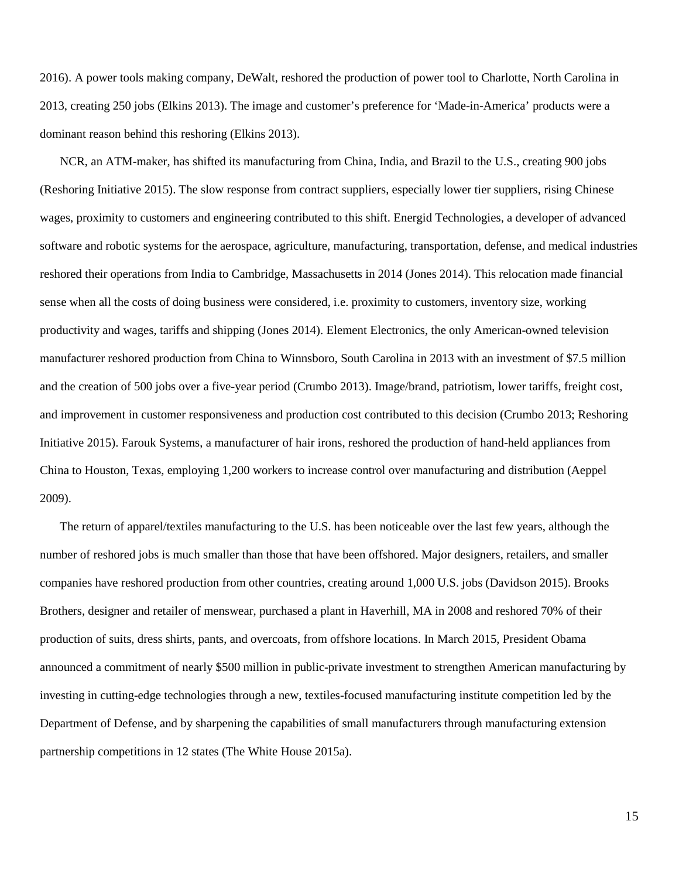2016). A power tools making company, DeWalt, reshored the production of power tool to Charlotte, North Carolina in 2013, creating 250 jobs (Elkins 2013). The image and customer's preference for 'Made-in-America' products were a dominant reason behind this reshoring (Elkins 2013).

NCR, an ATM-maker, has shifted its manufacturing from China, India, and Brazil to the U.S., creating 900 jobs (Reshoring Initiative 2015). The slow response from contract suppliers, especially lower tier suppliers, rising Chinese wages, proximity to customers and engineering contributed to this shift. Energid Technologies, a developer of advanced software and robotic systems for the aerospace, agriculture, manufacturing, transportation, defense, and medical industries reshored their operations from India to Cambridge, Massachusetts in 2014 (Jones 2014). This relocation made financial sense when all the costs of doing business were considered, i.e. proximity to customers, inventory size, working productivity and wages, tariffs and shipping (Jones 2014). Element Electronics, the only American-owned television manufacturer reshored production from China to Winnsboro, South Carolina in 2013 with an investment of $7.5 million and the creation of 500 jobs over a five-year period (Crumbo 2013). Image/brand, patriotism, lower tariffs, freight cost, and improvement in customer responsiveness and production cost contributed to this decision (Crumbo 2013; Reshoring Initiative 2015). Farouk Systems, a manufacturer of hair irons, reshored the production of hand-held appliances from China to Houston, Texas, employing 1,200 workers to increase control over manufacturing and distribution (Aeppel 2009).

The return of apparel/textiles manufacturing to the U.S. has been noticeable over the last few years, although the number of reshored jobs is much smaller than those that have been offshored. Major designers, retailers, and smaller companies have reshored production from other countries, creating around 1,000 U.S. jobs (Davidson 2015). Brooks Brothers, designer and retailer of menswear, purchased a plant in Haverhill, MA in 2008 and reshored 70% of their production of suits, dress shirts, pants, and overcoats, from offshore locations. In March 2015, President Obama announced a commitment of nearly $500 million in public-private investment to strengthen American manufacturing by investing in cutting-edge technologies through a new, textiles-focused manufacturing institute competition led by the Department of Defense, and by sharpening the capabilities of small manufacturers through manufacturing extension partnership competitions in 12 states (The White House 2015a).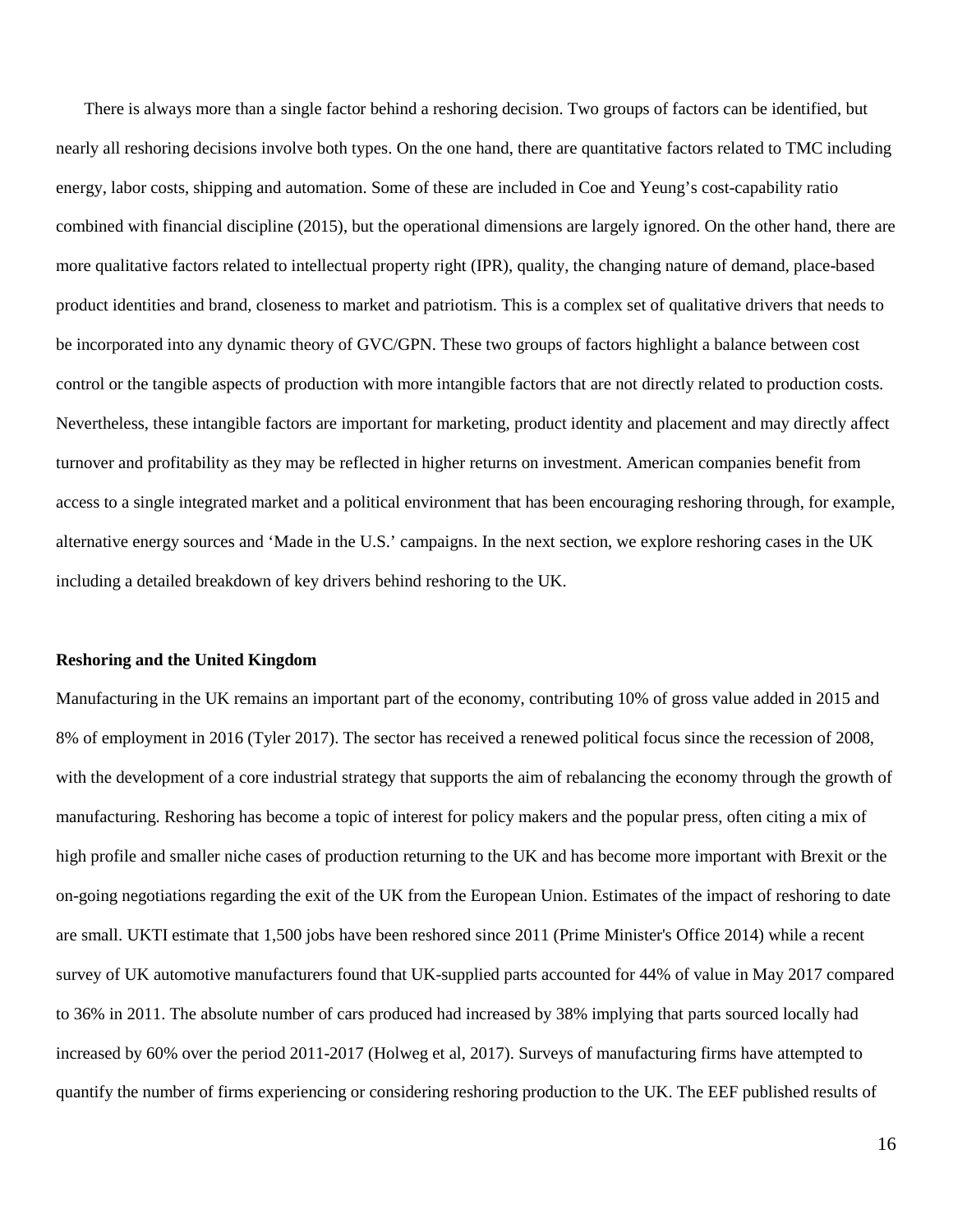There is always more than a single factor behind a reshoring decision. Two groups of factors can be identified, but nearly all reshoring decisions involve both types. On the one hand, there are quantitative factors related to TMC including energy, labor costs, shipping and automation. Some of these are included in Coe and Yeung's cost-capability ratio combined with financial discipline (2015), but the operational dimensions are largely ignored. On the other hand, there are more qualitative factors related to intellectual property right (IPR), quality, the changing nature of demand, place-based product identities and brand, closeness to market and patriotism. This is a complex set of qualitative drivers that needs to be incorporated into any dynamic theory of GVC/GPN. These two groups of factors highlight a balance between cost control or the tangible aspects of production with more intangible factors that are not directly related to production costs. Nevertheless, these intangible factors are important for marketing, product identity and placement and may directly affect turnover and profitability as they may be reflected in higher returns on investment. American companies benefit from access to a single integrated market and a political environment that has been encouraging reshoring through, for example, alternative energy sources and 'Made in the U.S.' campaigns. In the next section, we explore reshoring cases in the UK including a detailed breakdown of key drivers behind reshoring to the UK.

**Reshoring and the United Kingdom**

Manufacturing in the UK remains an important part of the economy, contributing 10% of gross value added in 2015 and 8% of employment in 2016 (Tyler 2017). The sector has received a renewed political focus since the recession of 2008, with the development of a core industrial strategy that supports the aim of rebalancing the economy through the growth of manufacturing. Reshoring has become a topic of interest for policy makers and the popular press, often citing a mix of high profile and smaller niche cases of production returning to the UK and has become more important with Brexit or the on-going negotiations regarding the exit of the UK from the European Union. Estimates of the impact of reshoring to date are small. UKTI estimate that 1,500 jobs have been reshored since 2011 (Prime Minister's Office 2014) while a recent survey of UK automotive manufacturers found that UK-supplied parts accounted for 44% of value in May 2017 compared to 36% in 2011. The absolute number of cars produced had increased by 38% implying that parts sourced locally had increased by 60% over the period 2011-2017 (Holweg et al, 2017). Surveys of manufacturing firms have attempted to quantify the number of firms experiencing or considering reshoring production to the UK. The EEF published results of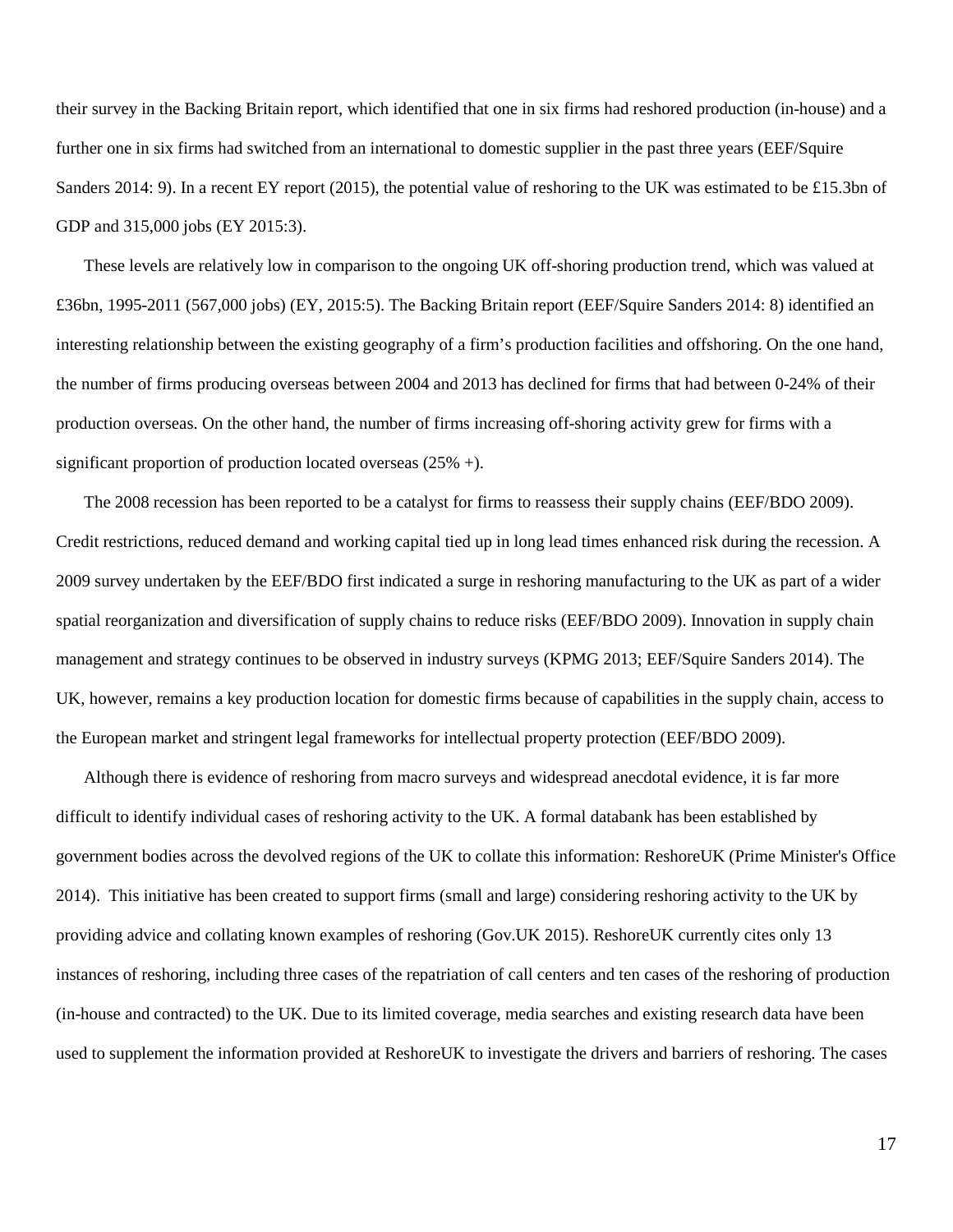their survey in the Backing Britain report, which identified that one in six firms had reshored production (in-house) and a further one in six firms had switched from an international to domestic supplier in the past three years (EEF/Squire Sanders 2014: 9). In a recent EY report (2015), the potential value of reshoring to the UK was estimated to be £15.3bn of GDP and 315,000 jobs (EY 2015:3).

These levels are relatively low in comparison to the ongoing UK off-shoring production trend, which was valued at £36bn, 1995-2011 (567,000 jobs) (EY, 2015:5). The Backing Britain report (EEF/Squire Sanders 2014: 8) identified an interesting relationship between the existing geography of a firm's production facilities and offshoring. On the one hand, the number of firms producing overseas between 2004 and 2013 has declined for firms that had between 0-24% of their production overseas. On the other hand, the number of firms increasing off-shoring activity grew for firms with a significant proportion of production located overseas (25% +).

The 2008 recession has been reported to be a catalyst for firms to reassess their supply chains (EEF/BDO 2009). Credit restrictions, reduced demand and working capital tied up in long lead times enhanced risk during the recession. A 2009 survey undertaken by the EEF/BDO first indicated a surge in reshoring manufacturing to the UK as part of a wider spatial reorganization and diversification of supply chains to reduce risks (EEF/BDO 2009). Innovation in supply chain management and strategy continues to be observed in industry surveys (KPMG 2013; EEF/Squire Sanders 2014). The UK, however, remains a key production location for domestic firms because of capabilities in the supply chain, access to the European market and stringent legal frameworks for intellectual property protection (EEF/BDO 2009).

Although there is evidence of reshoring from macro surveys and widespread anecdotal evidence, it is far more difficult to identify individual cases of reshoring activity to the UK. A formal databank has been established by government bodies across the devolved regions of the UK to collate this information: ReshoreUK (Prime Minister's Office 2014). This initiative has been created to support firms (small and large) considering reshoring activity to the UK by providing advice and collating known examples of reshoring (Gov.UK 2015). ReshoreUK currently cites only 13 instances of reshoring, including three cases of the repatriation of call centers and ten cases of the reshoring of production (in-house and contracted) to the UK. Due to its limited coverage, media searches and existing research data have been used to supplement the information provided at ReshoreUK to investigate the drivers and barriers of reshoring. The cases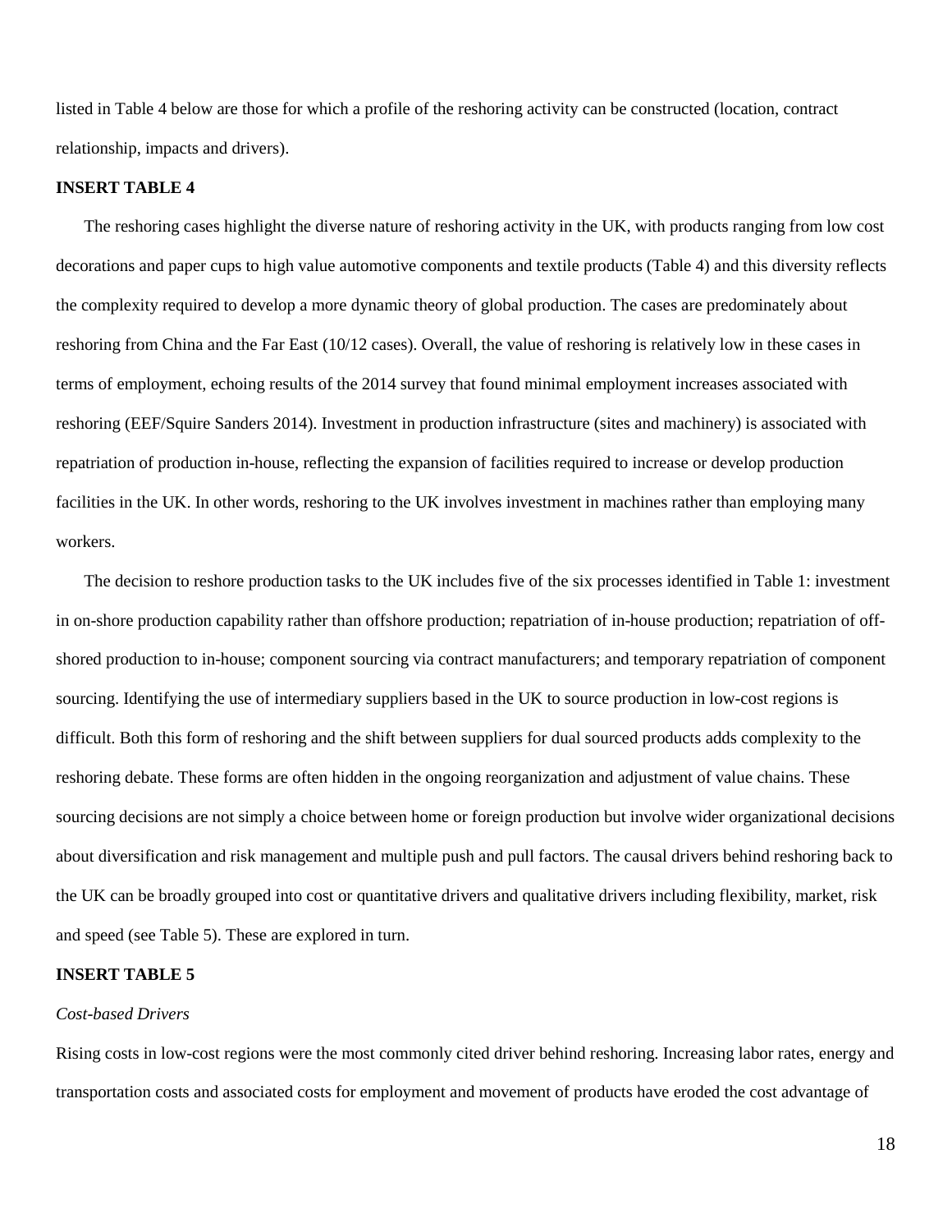listed in Table 4 below are those for which a profile of the reshoring activity can be constructed (location, contract relationship, impacts and drivers).

**INSERT TABLE 4**

The reshoring cases highlight the diverse nature of reshoring activity in the UK, with products ranging from low cost decorations and paper cups to high value automotive components and textile products (Table 4) and this diversity reflects the complexity required to develop a more dynamic theory of global production. The cases are predominately about reshoring from China and the Far East (10/12 cases). Overall, the value of reshoring is relatively low in these cases in terms of employment, echoing results of the 2014 survey that found minimal employment increases associated with reshoring (EEF/Squire Sanders 2014). Investment in production infrastructure (sites and machinery) is associated with repatriation of production in-house, reflecting the expansion of facilities required to increase or develop production facilities in the UK. In other words, reshoring to the UK involves investment in machines rather than employing many workers.

The decision to reshore production tasks to the UK includes five of the six processes identified in Table 1: investment in on-shore production capability rather than offshore production; repatriation of in-house production; repatriation of off-shored production to in-house; component sourcing via contract manufacturers; and temporary repatriation of component sourcing. Identifying the use of intermediary suppliers based in the UK to source production in low-cost regions is difficult. Both this form of reshoring and the shift between suppliers for dual sourced products adds complexity to the reshoring debate. These forms are often hidden in the ongoing reorganization and adjustment of value chains. These sourcing decisions are not simply a choice between home or foreign production but involve wider organizational decisions about diversification and risk management and multiple push and pull factors. The causal drivers behind reshoring back to the UK can be broadly grouped into cost or quantitative drivers and qualitative drivers including flexibility, market, risk and speed (see Table 5). These are explored in turn.

**INSERT TABLE 5**

*Cost-based Drivers*

Rising costs in low-cost regions were the most commonly cited driver behind reshoring. Increasing labor rates, energy and transportation costs and associated costs for employment and movement of products have eroded the cost advantage of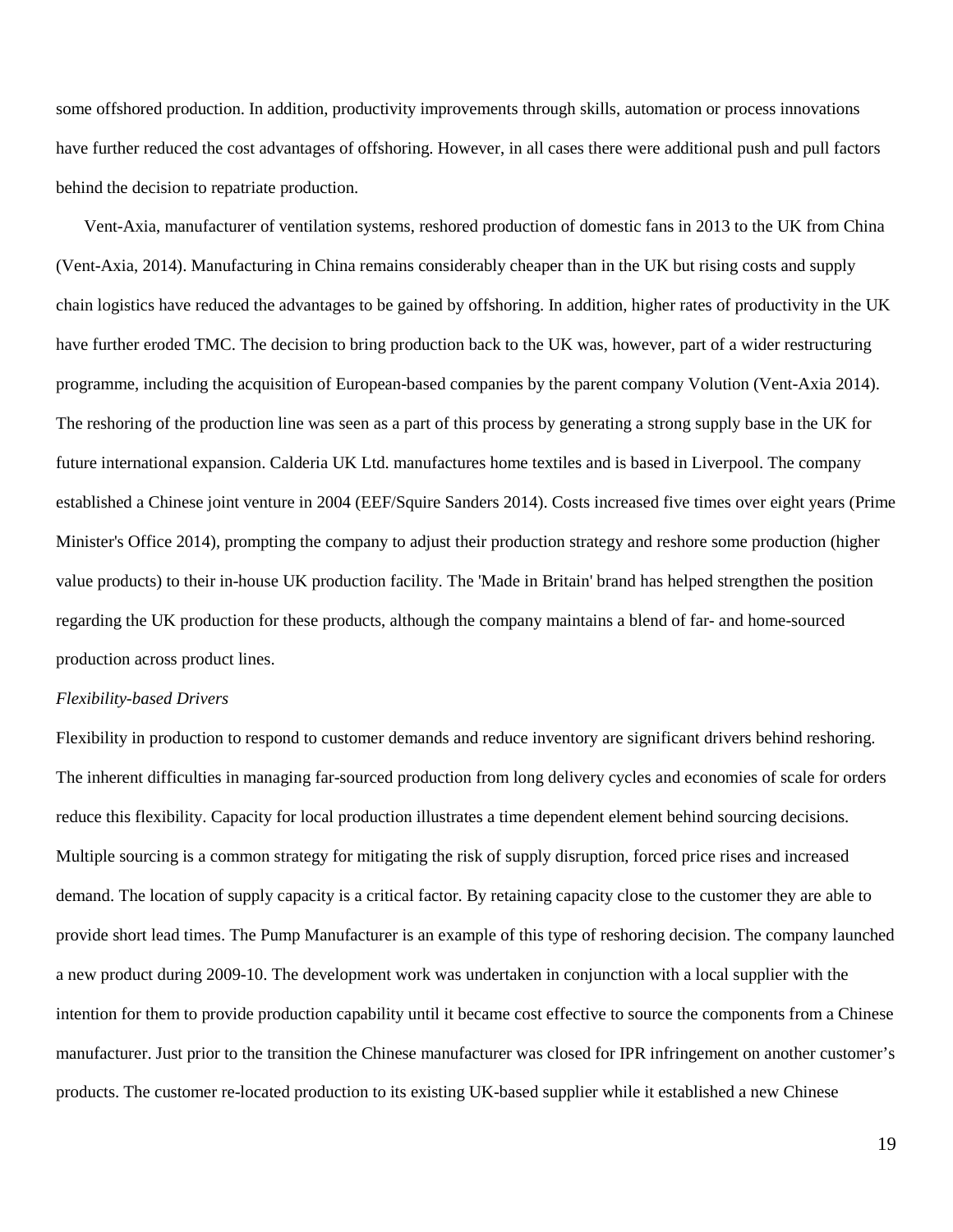some offshored production. In addition, productivity improvements through skills, automation or process innovations have further reduced the cost advantages of offshoring. However, in all cases there were additional push and pull factors behind the decision to repatriate production.

Vent-Axia, manufacturer of ventilation systems, reshored production of domestic fans in 2013 to the UK from China (Vent-Axia, 2014). Manufacturing in China remains considerably cheaper than in the UK but rising costs and supply chain logistics have reduced the advantages to be gained by offshoring. In addition, higher rates of productivity in the UK have further eroded TMC. The decision to bring production back to the UK was, however, part of a wider restructuring programme, including the acquisition of European-based companies by the parent company Volution (Vent-Axia 2014). The reshoring of the production line was seen as a part of this process by generating a strong supply base in the UK for future international expansion. Calderia UK Ltd. manufactures home textiles and is based in Liverpool. The company established a Chinese joint venture in 2004 (EEF/Squire Sanders 2014). Costs increased five times over eight years (Prime Minister's Office 2014), prompting the company to adjust their production strategy and reshore some production (higher value products) to their in-house UK production facility. The 'Made in Britain' brand has helped strengthen the position regarding the UK production for these products, although the company maintains a blend of far- and home-sourced production across product lines.

*Flexibility-based Drivers*

Flexibility in production to respond to customer demands and reduce inventory are significant drivers behind reshoring. The inherent difficulties in managing far-sourced production from long delivery cycles and economies of scale for orders reduce this flexibility. Capacity for local production illustrates a time dependent element behind sourcing decisions. Multiple sourcing is a common strategy for mitigating the risk of supply disruption, forced price rises and increased demand. The location of supply capacity is a critical factor. By retaining capacity close to the customer they are able to provide short lead times. The Pump Manufacturer is an example of this type of reshoring decision. The company launched a new product during 2009-10. The development work was undertaken in conjunction with a local supplier with the intention for them to provide production capability until it became cost effective to source the components from a Chinese manufacturer. Just prior to the transition the Chinese manufacturer was closed for IPR infringement on another customer's products. The customer re-located production to its existing UK-based supplier while it established a new Chinese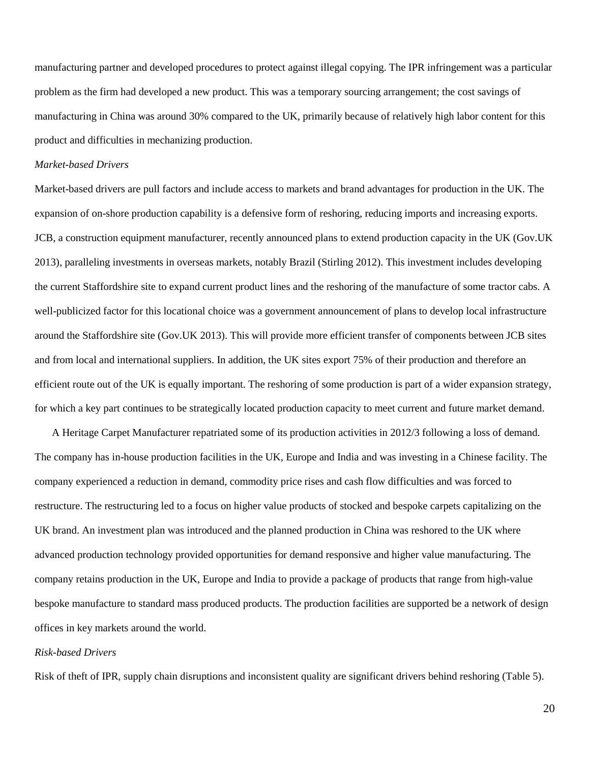manufacturing partner and developed procedures to protect against illegal copying. The IPR infringement was a particular problem as the firm had developed a new product. This was a temporary sourcing arrangement; the cost savings of manufacturing in China was around 30% compared to the UK, primarily because of relatively high labor content for this product and difficulties in mechanizing production.

*Market-based Drivers*

Market-based drivers are pull factors and include access to markets and brand advantages for production in the UK. The expansion of on-shore production capability is a defensive form of reshoring, reducing imports and increasing exports. JCB, a construction equipment manufacturer, recently announced plans to extend production capacity in the UK (Gov.UK 2013), paralleling investments in overseas markets, notably Brazil (Stirling 2012). This investment includes developing the current Staffordshire site to expand current product lines and the reshoring of the manufacture of some tractor cabs. A well-publicized factor for this locational choice was a government announcement of plans to develop local infrastructure around the Staffordshire site (Gov.UK 2013). This will provide more efficient transfer of components between JCB sites and from local and international suppliers. In addition, the UK sites export 75% of their production and therefore an efficient route out of the UK is equally important. The reshoring of some production is part of a wider expansion strategy, for which a key part continues to be strategically located production capacity to meet current and future market demand.

A Heritage Carpet Manufacturer repatriated some of its production activities in 2012/3 following a loss of demand. The company has in-house production facilities in the UK, Europe and India and was investing in a Chinese facility. The company experienced a reduction in demand, commodity price rises and cash flow difficulties and was forced to restructure. The restructuring led to a focus on higher value products of stocked and bespoke carpets capitalizing on the UK brand. An investment plan was introduced and the planned production in China was reshored to the UK where advanced production technology provided opportunities for demand responsive and higher value manufacturing. The company retains production in the UK, Europe and India to provide a package of products that range from high-value bespoke manufacture to standard mass produced products. The production facilities are supported be a network of design offices in key markets around the world.

*Risk-based Drivers*

Risk of theft of IPR, supply chain disruptions and inconsistent quality are significant drivers behind reshoring (Table 5).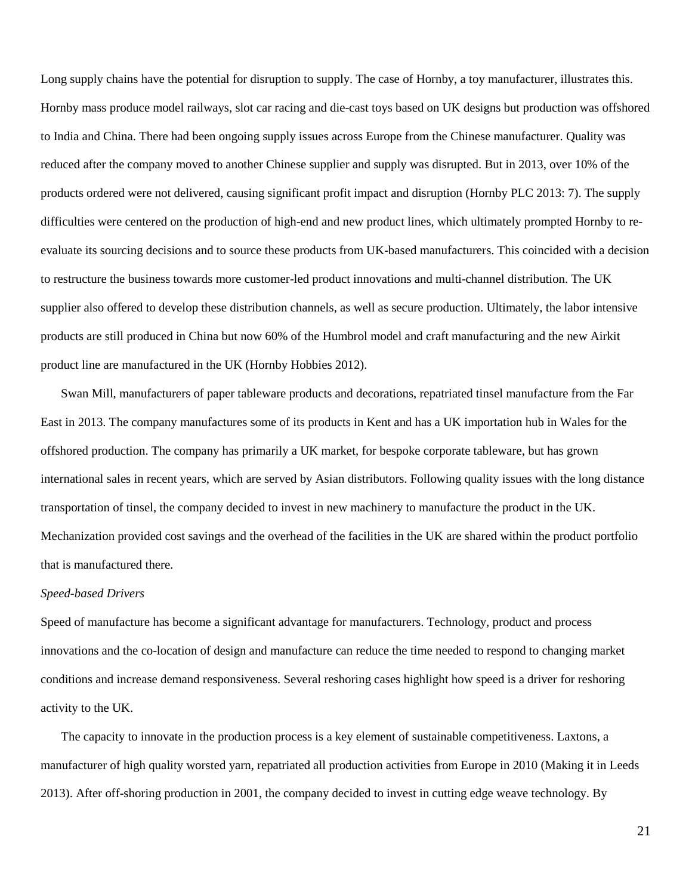Long supply chains have the potential for disruption to supply. The case of Hornby, a toy manufacturer, illustrates this. Hornby mass produce model railways, slot car racing and die-cast toys based on UK designs but production was offshored to India and China. There had been ongoing supply issues across Europe from the Chinese manufacturer. Quality was reduced after the company moved to another Chinese supplier and supply was disrupted. But in 2013, over 10% of the products ordered were not delivered, causing significant profit impact and disruption (Hornby PLC 2013: 7). The supply difficulties were centered on the production of high-end and new product lines, which ultimately prompted Hornby to re-evaluate its sourcing decisions and to source these products from UK-based manufacturers. This coincided with a decision to restructure the business towards more customer-led product innovations and multi-channel distribution. The UK supplier also offered to develop these distribution channels, as well as secure production. Ultimately, the labor intensive products are still produced in China but now 60% of the Humbrol model and craft manufacturing and the new Airkit product line are manufactured in the UK (Hornby Hobbies 2012).

Swan Mill, manufacturers of paper tableware products and decorations, repatriated tinsel manufacture from the Far East in 2013. The company manufactures some of its products in Kent and has a UK importation hub in Wales for the offshored production. The company has primarily a UK market, for bespoke corporate tableware, but has grown international sales in recent years, which are served by Asian distributors. Following quality issues with the long distance transportation of tinsel, the company decided to invest in new machinery to manufacture the product in the UK. Mechanization provided cost savings and the overhead of the facilities in the UK are shared within the product portfolio that is manufactured there.

*Speed-based Drivers*

Speed of manufacture has become a significant advantage for manufacturers. Technology, product and process innovations and the co-location of design and manufacture can reduce the time needed to respond to changing market conditions and increase demand responsiveness. Several reshoring cases highlight how speed is a driver for reshoring activity to the UK.

The capacity to innovate in the production process is a key element of sustainable competitiveness. Laxtons, a manufacturer of high quality worsted yarn, repatriated all production activities from Europe in 2010 (Making it in Leeds 2013). After off-shoring production in 2001, the company decided to invest in cutting edge weave technology. By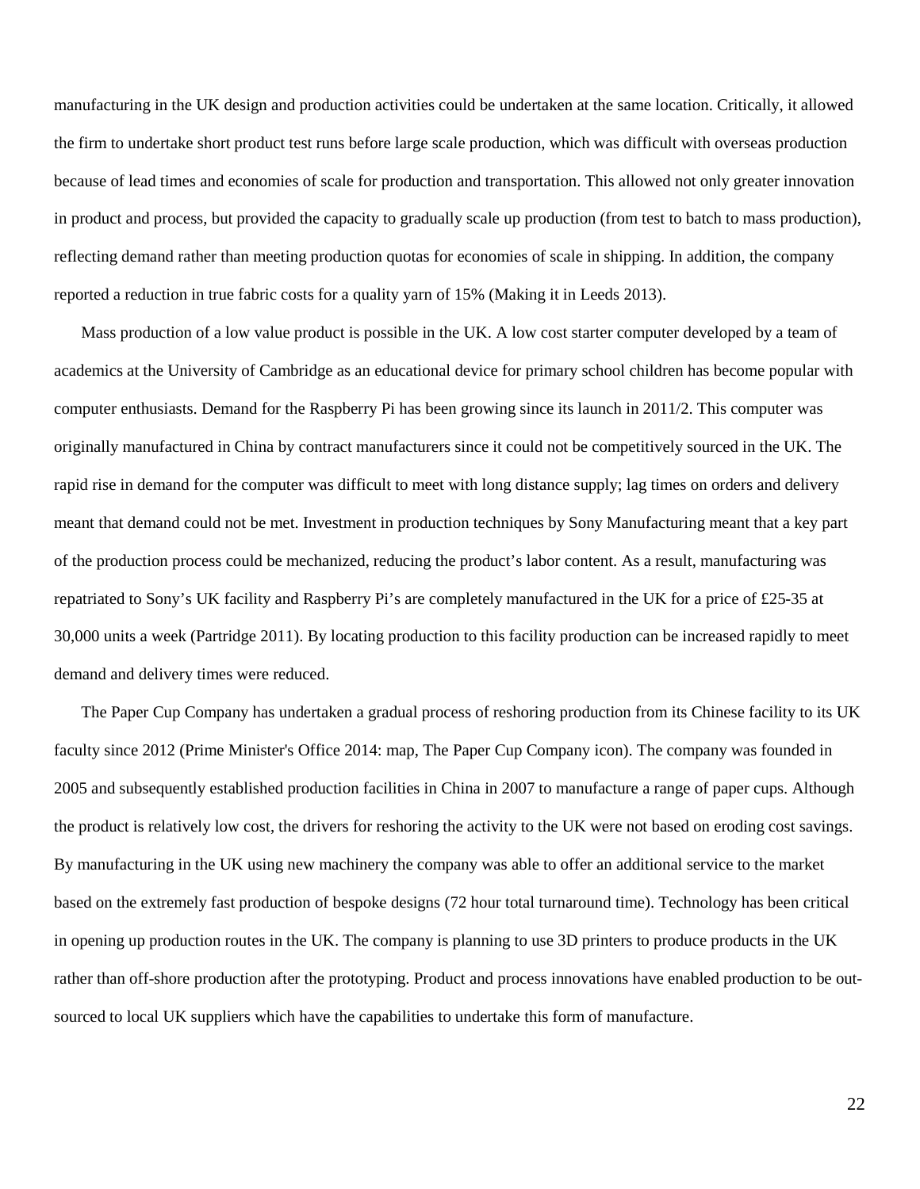manufacturing in the UK design and production activities could be undertaken at the same location. Critically, it allowed the firm to undertake short product test runs before large scale production, which was difficult with overseas production because of lead times and economies of scale for production and transportation. This allowed not only greater innovation in product and process, but provided the capacity to gradually scale up production (from test to batch to mass production), reflecting demand rather than meeting production quotas for economies of scale in shipping. In addition, the company reported a reduction in true fabric costs for a quality yarn of 15% (Making it in Leeds 2013).

Mass production of a low value product is possible in the UK. A low cost starter computer developed by a team of academics at the University of Cambridge as an educational device for primary school children has become popular with computer enthusiasts. Demand for the Raspberry Pi has been growing since its launch in 2011/2. This computer was originally manufactured in China by contract manufacturers since it could not be competitively sourced in the UK. The rapid rise in demand for the computer was difficult to meet with long distance supply; lag times on orders and delivery meant that demand could not be met. Investment in production techniques by Sony Manufacturing meant that a key part of the production process could be mechanized, reducing the product's labor content. As a result, manufacturing was repatriated to Sony's UK facility and Raspberry Pi's are completely manufactured in the UK for a price of £25-35 at 30,000 units a week (Partridge 2011). By locating production to this facility production can be increased rapidly to meet demand and delivery times were reduced.

The Paper Cup Company has undertaken a gradual process of reshoring production from its Chinese facility to its UK faculty since 2012 (Prime Minister's Office 2014: map, The Paper Cup Company icon). The company was founded in 2005 and subsequently established production facilities in China in 2007 to manufacture a range of paper cups. Although the product is relatively low cost, the drivers for reshoring the activity to the UK were not based on eroding cost savings. By manufacturing in the UK using new machinery the company was able to offer an additional service to the market based on the extremely fast production of bespoke designs (72 hour total turnaround time). Technology has been critical in opening up production routes in the UK. The company is planning to use 3D printers to produce products in the UK rather than off-shore production after the prototyping. Product and process innovations have enabled production to be out-sourced to local UK suppliers which have the capabilities to undertake this form of manufacture.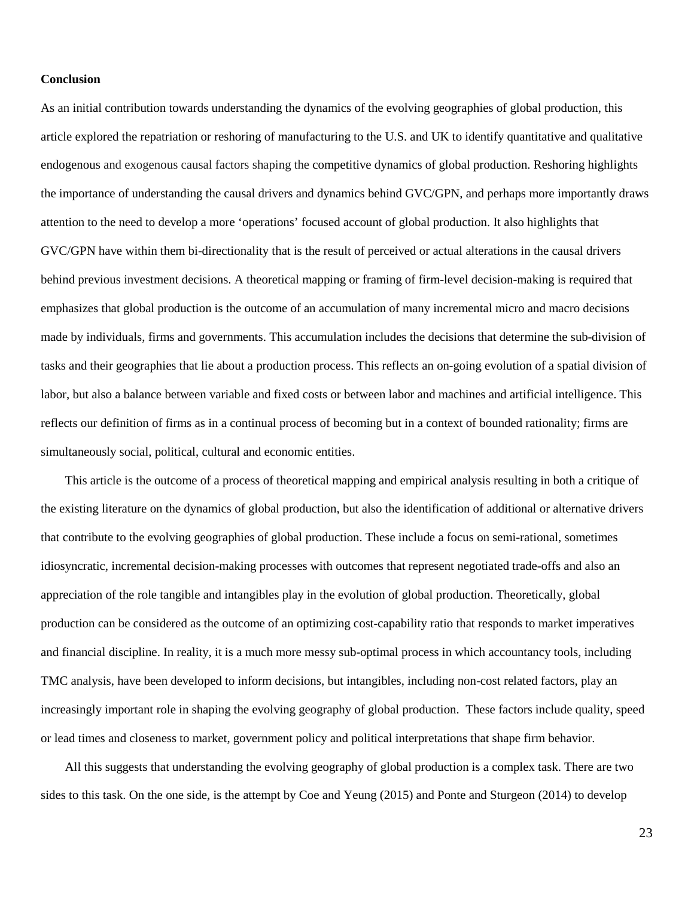**Conclusion**

As an initial contribution towards understanding the dynamics of the evolving geographies of global production, this article explored the repatriation or reshoring of manufacturing to the U.S. and UK to identify quantitative and qualitative endogenous and exogenous causal factors shaping the competitive dynamics of global production. Reshoring highlights the importance of understanding the causal drivers and dynamics behind GVC/GPN, and perhaps more importantly draws attention to the need to develop a more 'operations' focused account of global production. It also highlights that GVC/GPN have within them bi-directionality that is the result of perceived or actual alterations in the causal drivers behind previous investment decisions. A theoretical mapping or framing of firm-level decision-making is required that emphasizes that global production is the outcome of an accumulation of many incremental micro and macro decisions made by individuals, firms and governments. This accumulation includes the decisions that determine the sub-division of tasks and their geographies that lie about a production process. This reflects an on-going evolution of a spatial division of labor, but also a balance between variable and fixed costs or between labor and machines and artificial intelligence. This reflects our definition of firms as in a continual process of becoming but in a context of bounded rationality; firms are simultaneously social, political, cultural and economic entities.

This article is the outcome of a process of theoretical mapping and empirical analysis resulting in both a critique of the existing literature on the dynamics of global production, but also the identification of additional or alternative drivers that contribute to the evolving geographies of global production. These include a focus on semi-rational, sometimes idiosyncratic, incremental decision-making processes with outcomes that represent negotiated trade-offs and also an appreciation of the role tangible and intangibles play in the evolution of global production. Theoretically, global production can be considered as the outcome of an optimizing cost-capability ratio that responds to market imperatives and financial discipline. In reality, it is a much more messy sub-optimal process in which accountancy tools, including TMC analysis, have been developed to inform decisions, but intangibles, including non-cost related factors, play an increasingly important role in shaping the evolving geography of global production. These factors include quality, speed or lead times and closeness to market, government policy and political interpretations that shape firm behavior.

All this suggests that understanding the evolving geography of global production is a complex task. There are two sides to this task. On the one side, is the attempt by Coe and Yeung (2015) and Ponte and Sturgeon (2014) to develop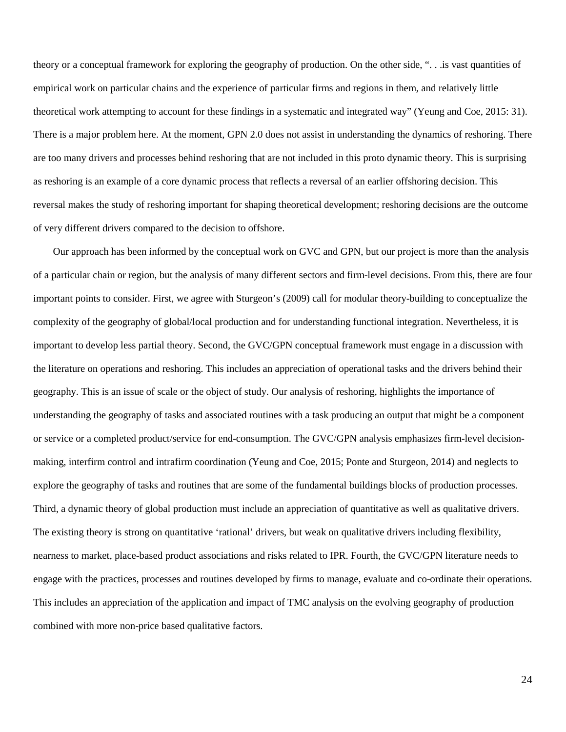theory or a conceptual framework for exploring the geography of production. On the other side, ". . .is vast quantities of empirical work on particular chains and the experience of particular firms and regions in them, and relatively little theoretical work attempting to account for these findings in a systematic and integrated way" (Yeung and Coe, 2015: 31). There is a major problem here. At the moment, GPN 2.0 does not assist in understanding the dynamics of reshoring. There are too many drivers and processes behind reshoring that are not included in this proto dynamic theory. This is surprising as reshoring is an example of a core dynamic process that reflects a reversal of an earlier offshoring decision. This reversal makes the study of reshoring important for shaping theoretical development; reshoring decisions are the outcome of very different drivers compared to the decision to offshore.

Our approach has been informed by the conceptual work on GVC and GPN, but our project is more than the analysis of a particular chain or region, but the analysis of many different sectors and firm-level decisions. From this, there are four important points to consider. First, we agree with Sturgeon's (2009) call for modular theory-building to conceptualize the complexity of the geography of global/local production and for understanding functional integration. Nevertheless, it is important to develop less partial theory. Second, the GVC/GPN conceptual framework must engage in a discussion with the literature on operations and reshoring. This includes an appreciation of operational tasks and the drivers behind their geography. This is an issue of scale or the object of study. Our analysis of reshoring, highlights the importance of understanding the geography of tasks and associated routines with a task producing an output that might be a component or service or a completed product/service for end-consumption. The GVC/GPN analysis emphasizes firm-level decision-making, interfirm control and intrafirm coordination (Yeung and Coe, 2015; Ponte and Sturgeon, 2014) and neglects to explore the geography of tasks and routines that are some of the fundamental buildings blocks of production processes. Third, a dynamic theory of global production must include an appreciation of quantitative as well as qualitative drivers. The existing theory is strong on quantitative 'rational' drivers, but weak on qualitative drivers including flexibility, nearness to market, place-based product associations and risks related to IPR. Fourth, the GVC/GPN literature needs to engage with the practices, processes and routines developed by firms to manage, evaluate and co-ordinate their operations. This includes an appreciation of the application and impact of TMC analysis on the evolving geography of production combined with more non-price based qualitative factors.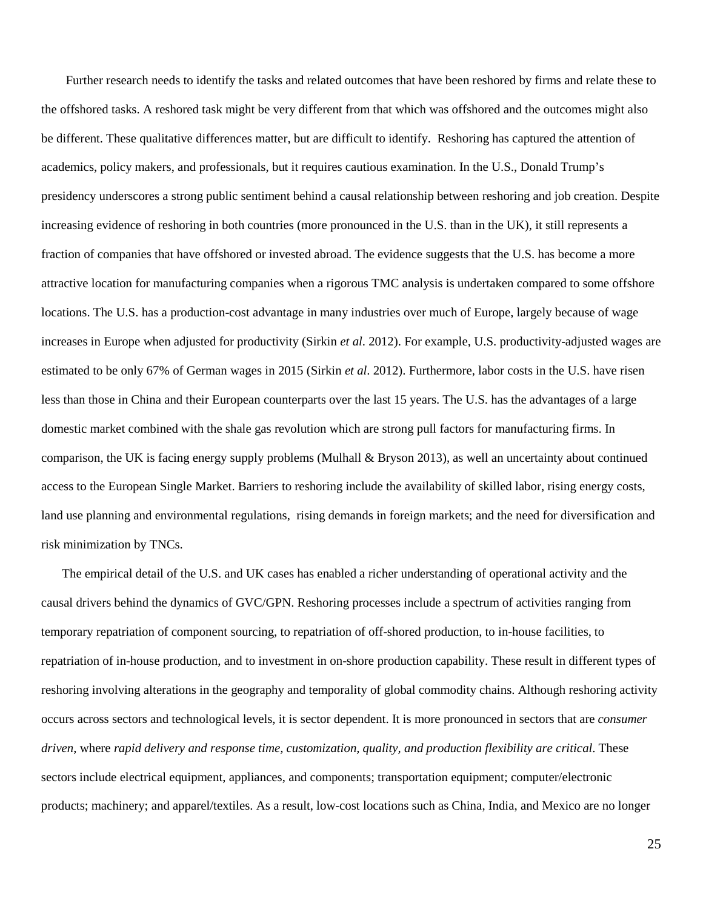Further research needs to identify the tasks and related outcomes that have been reshored by firms and relate these to the offshored tasks. A reshored task might be very different from that which was offshored and the outcomes might also be different. These qualitative differences matter, but are difficult to identify. Reshoring has captured the attention of academics, policy makers, and professionals, but it requires cautious examination. In the U.S., Donald Trump's presidency underscores a strong public sentiment behind a causal relationship between reshoring and job creation. Despite increasing evidence of reshoring in both countries (more pronounced in the U.S. than in the UK), it still represents a fraction of companies that have offshored or invested abroad. The evidence suggests that the U.S. has become a more attractive location for manufacturing companies when a rigorous TMC analysis is undertaken compared to some offshore locations. The U.S. has a production-cost advantage in many industries over much of Europe, largely because of wage increases in Europe when adjusted for productivity (Sirkin *et al*. 2012). For example, U.S. productivity-adjusted wages are estimated to be only 67% of German wages in 2015 (Sirkin *et al*. 2012). Furthermore, labor costs in the U.S. have risen less than those in China and their European counterparts over the last 15 years. The U.S. has the advantages of a large domestic market combined with the shale gas revolution which are strong pull factors for manufacturing firms. In comparison, the UK is facing energy supply problems (Mulhall & Bryson 2013), as well an uncertainty about continued access to the European Single Market. Barriers to reshoring include the availability of skilled labor, rising energy costs, land use planning and environmental regulations, rising demands in foreign markets; and the need for diversification and risk minimization by TNCs.

The empirical detail of the U.S. and UK cases has enabled a richer understanding of operational activity and the causal drivers behind the dynamics of GVC/GPN. Reshoring processes include a spectrum of activities ranging from temporary repatriation of component sourcing, to repatriation of off-shored production, to in-house facilities, to repatriation of in-house production, and to investment in on-shore production capability. These result in different types of reshoring involving alterations in the geography and temporality of global commodity chains. Although reshoring activity occurs across sectors and technological levels, it is sector dependent. It is more pronounced in sectors that are *consumer driven*, where *rapid delivery and response time, customization, quality, and production flexibility are critical*. These sectors include electrical equipment, appliances, and components; transportation equipment; computer/electronic products; machinery; and apparel/textiles. As a result, low-cost locations such as China, India, and Mexico are no longer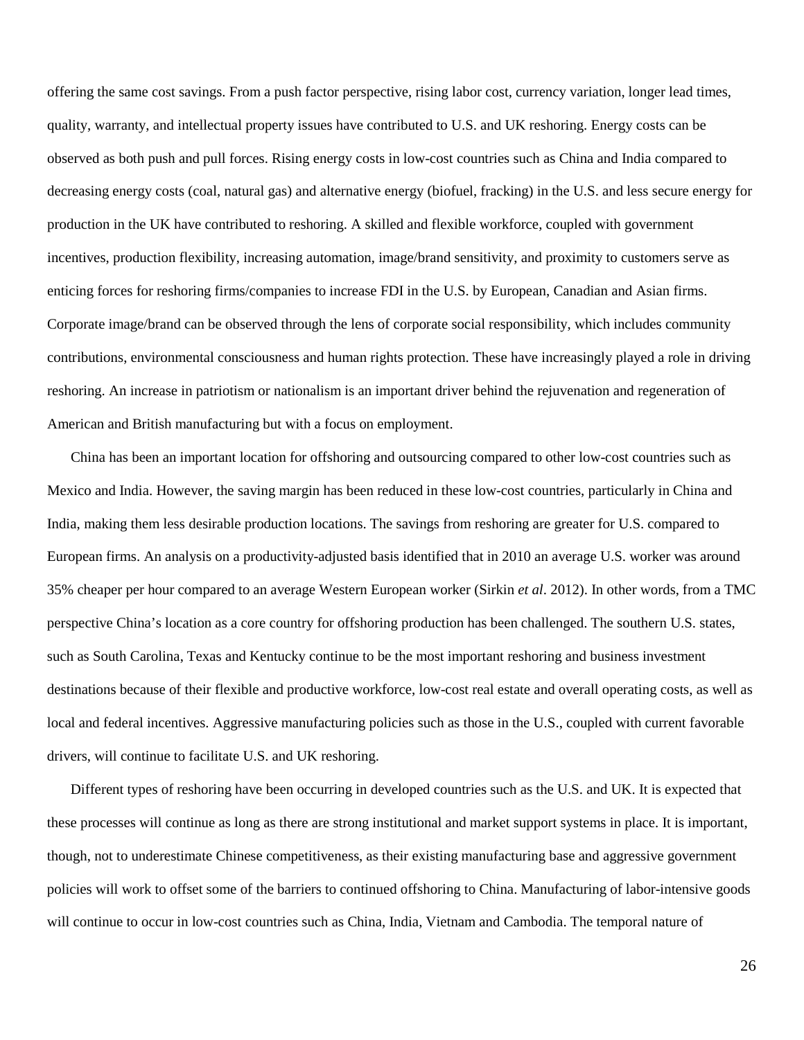offering the same cost savings. From a push factor perspective, rising labor cost, currency variation, longer lead times, quality, warranty, and intellectual property issues have contributed to U.S. and UK reshoring. Energy costs can be observed as both push and pull forces. Rising energy costs in low-cost countries such as China and India compared to decreasing energy costs (coal, natural gas) and alternative energy (biofuel, fracking) in the U.S. and less secure energy for production in the UK have contributed to reshoring. A skilled and flexible workforce, coupled with government incentives, production flexibility, increasing automation, image/brand sensitivity, and proximity to customers serve as enticing forces for reshoring firms/companies to increase FDI in the U.S. by European, Canadian and Asian firms. Corporate image/brand can be observed through the lens of corporate social responsibility, which includes community contributions, environmental consciousness and human rights protection. These have increasingly played a role in driving reshoring. An increase in patriotism or nationalism is an important driver behind the rejuvenation and regeneration of American and British manufacturing but with a focus on employment.

China has been an important location for offshoring and outsourcing compared to other low-cost countries such as Mexico and India. However, the saving margin has been reduced in these low-cost countries, particularly in China and India, making them less desirable production locations. The savings from reshoring are greater for U.S. compared to European firms. An analysis on a productivity-adjusted basis identified that in 2010 an average U.S. worker was around 35% cheaper per hour compared to an average Western European worker (Sirkin *et al*. 2012). In other words, from a TMC perspective China's location as a core country for offshoring production has been challenged. The southern U.S. states, such as South Carolina, Texas and Kentucky continue to be the most important reshoring and business investment destinations because of their flexible and productive workforce, low-cost real estate and overall operating costs, as well as local and federal incentives. Aggressive manufacturing policies such as those in the U.S., coupled with current favorable drivers, will continue to facilitate U.S. and UK reshoring.

Different types of reshoring have been occurring in developed countries such as the U.S. and UK. It is expected that these processes will continue as long as there are strong institutional and market support systems in place. It is important, though, not to underestimate Chinese competitiveness, as their existing manufacturing base and aggressive government policies will work to offset some of the barriers to continued offshoring to China. Manufacturing of labor-intensive goods will continue to occur in low-cost countries such as China, India, Vietnam and Cambodia. The temporal nature of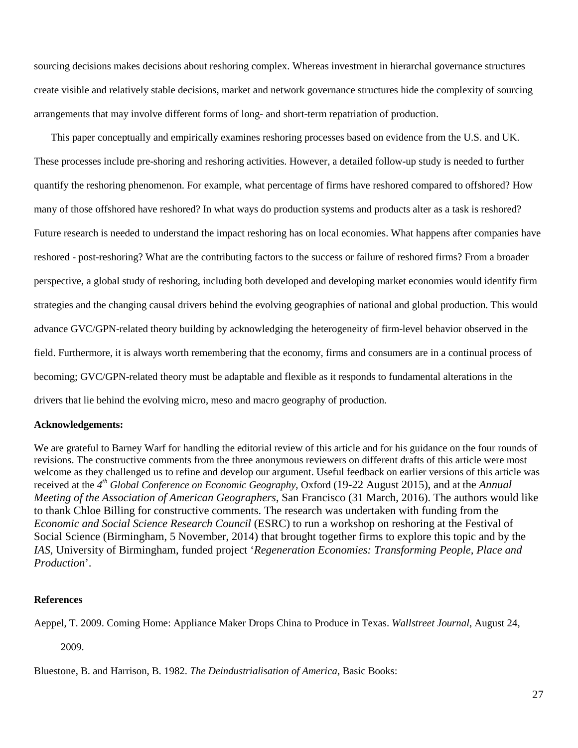sourcing decisions makes decisions about reshoring complex. Whereas investment in hierarchal governance structures create visible and relatively stable decisions, market and network governance structures hide the complexity of sourcing arrangements that may involve different forms of long- and short-term repatriation of production.

This paper conceptually and empirically examines reshoring processes based on evidence from the U.S. and UK. These processes include pre-shoring and reshoring activities. However, a detailed follow-up study is needed to further quantify the reshoring phenomenon. For example, what percentage of firms have reshored compared to offshored? How many of those offshored have reshored? In what ways do production systems and products alter as a task is reshored? Future research is needed to understand the impact reshoring has on local economies. What happens after companies have reshored - post-reshoring? What are the contributing factors to the success or failure of reshored firms? From a broader perspective, a global study of reshoring, including both developed and developing market economies would identify firm strategies and the changing causal drivers behind the evolving geographies of national and global production. This would advance GVC/GPN-related theory building by acknowledging the heterogeneity of firm-level behavior observed in the field. Furthermore, it is always worth remembering that the economy, firms and consumers are in a continual process of becoming; GVC/GPN-related theory must be adaptable and flexible as it responds to fundamental alterations in the drivers that lie behind the evolving micro, meso and macro geography of production.

**Acknowledgements:**

We are grateful to Barney Warf for handling the editorial review of this article and for his guidance on the four rounds of revisions. The constructive comments from the three anonymous reviewers on different drafts of this article were most welcome as they challenged us to refine and develop our argument. Useful feedback on earlier versions of this article was received at the *4th Global Conference on Economic Geography*, Oxford (19-22 August 2015), and at the *Annual Meeting of the Association of American Geographers*, San Francisco (31 March, 2016). The authors would like to thank Chloe Billing for constructive comments. The research was undertaken with funding from the *Economic and Social Science Research Council* (ESRC) to run a workshop on reshoring at the Festival of Social Science (Birmingham, 5 November, 2014) that brought together firms to explore this topic and by the *IAS*, University of Birmingham, funded project '*Regeneration Economies: Transforming People, Place and Production*'.

**References**

Aeppel, T. 2009. Coming Home: Appliance Maker Drops China to Produce in Texas. *Wallstreet Journal*, August 24, 2009.

Bluestone, B. and Harrison, B. 1982. *The Deindustrialisation of America*, Basic Books: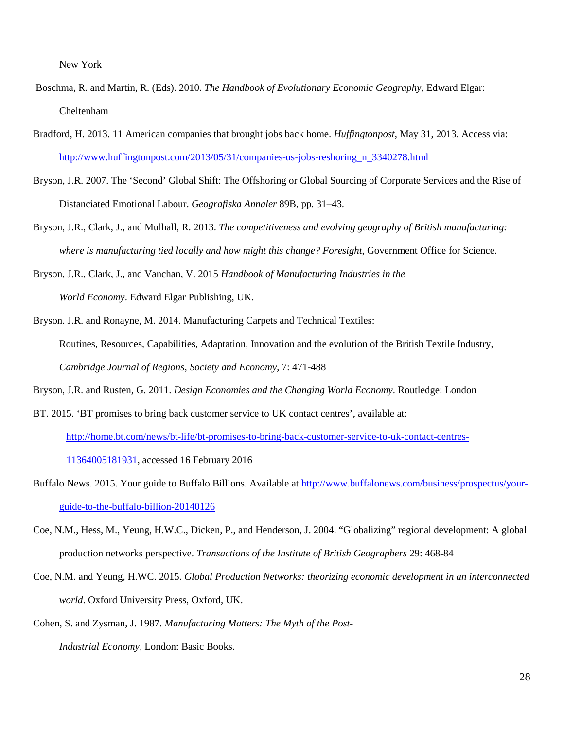New York

Boschma, R. and Martin, R. (Eds). 2010. *The Handbook of Evolutionary Economic Geography*, Edward Elgar: Cheltenham

Bradford, H. 2013. 11 American companies that brought jobs back home. *Huffingtonpost*, May 31, 2013. Access via: http://www.huffingtonpost.com/2013/05/31/companies-us-jobs-reshoring_n_3340278.html

Bryson, J.R. 2007. The 'Second' Global Shift: The Offshoring or Global Sourcing of Corporate Services and the Rise of Distanciated Emotional Labour. *Geografiska Annaler* 89B, pp. 31–43.

Bryson, J.R., Clark, J., and Mulhall, R. 2013. *The competitiveness and evolving geography of British manufacturing: where is manufacturing tied locally and how might this change? Foresight*, Government Office for Science.

Bryson, J.R., Clark, J., and Vanchan, V. 2015 *Handbook of Manufacturing Industries in the World Economy*. Edward Elgar Publishing, UK.

Bryson. J.R. and Ronayne, M. 2014. Manufacturing Carpets and Technical Textiles: Routines, Resources, Capabilities, Adaptation, Innovation and the evolution of the British Textile Industry, *Cambridge Journal of Regions, Society and Economy,* 7: 471-488

Bryson, J.R. and Rusten, G. 2011. *Design Economies and the Changing World Economy*. Routledge: London

BT. 2015. 'BT promises to bring back customer service to UK contact centres', available at: http://home.bt.com/news/bt-life/bt-promises-to-bring-back-customer-service-to-uk-contact-centres-11364005181931, accessed 16 February 2016

Buffalo News. 2015. Your guide to Buffalo Billions. Available at http://www.buffalonews.com/business/prospectus/your-guide-to-the-buffalo-billion-20140126

Coe, N.M., Hess, M., Yeung, H.W.C., Dicken, P., and Henderson, J. 2004. "Globalizing" regional development: A global production networks perspective. *Transactions of the Institute of British Geographers* 29: 468-84

Coe, N.M. and Yeung, H.WC. 2015. *Global Production Networks: theorizing economic development in an interconnected world*. Oxford University Press, Oxford, UK.

Cohen, S. and Zysman, J. 1987. *Manufacturing Matters: The Myth of the Post-Industrial Economy,* London: Basic Books.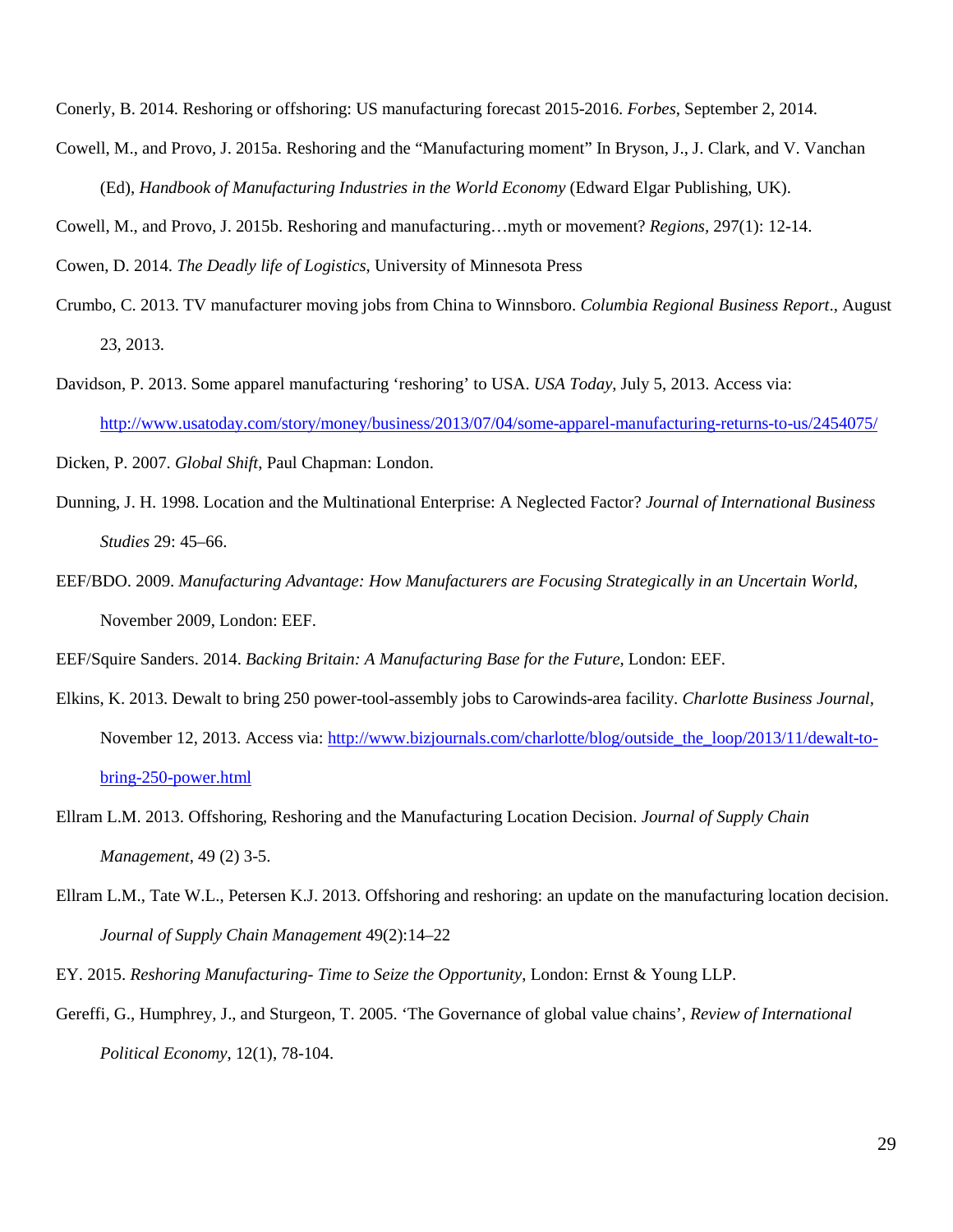Conerly, B. 2014. Reshoring or offshoring: US manufacturing forecast 2015-2016. *Forbes*, September 2, 2014.

Cowell, M., and Provo, J. 2015a. Reshoring and the "Manufacturing moment" In Bryson, J., J. Clark, and V. Vanchan (Ed), *Handbook of Manufacturing Industries in the World Economy* (Edward Elgar Publishing, UK).

Cowell, M., and Provo, J. 2015b. Reshoring and manufacturing…myth or movement? *Regions*, 297(1): 12-14.

Cowen, D. 2014. *The Deadly life of Logistics*, University of Minnesota Press

Crumbo, C. 2013. TV manufacturer moving jobs from China to Winnsboro. *Columbia Regional Business Report*., August 23, 2013.

Davidson, P. 2013. Some apparel manufacturing 'reshoring' to USA. *USA Today*, July 5, 2013. Access via: http://www.usatoday.com/story/money/business/2013/07/04/some-apparel-manufacturing-returns-to-us/2454075/

Dicken, P. 2007. *Global Shift*, Paul Chapman: London.

Dunning, J. H. 1998. Location and the Multinational Enterprise: A Neglected Factor? *Journal of International Business Studies* 29: 45–66.

EEF/BDO. 2009. *Manufacturing Advantage: How Manufacturers are Focusing Strategically in an Uncertain World*, November 2009, London: EEF.

EEF/Squire Sanders. 2014. *Backing Britain: A Manufacturing Base for the Future*, London: EEF.

Elkins, K. 2013. Dewalt to bring 250 power-tool-assembly jobs to Carowinds-area facility. *Charlotte Business Journal*, November 12, 2013. Access via: http://www.bizjournals.com/charlotte/blog/outside_the_loop/2013/11/dewalt-to-bring-250-power.html

Ellram L.M. 2013. Offshoring, Reshoring and the Manufacturing Location Decision. *Journal of Supply Chain Management*, 49 (2) 3-5.

Ellram L.M., Tate W.L., Petersen K.J. 2013. Offshoring and reshoring: an update on the manufacturing location decision. *Journal of Supply Chain Management* 49(2):14–22

EY. 2015. *Reshoring Manufacturing- Time to Seize the Opportunity*, London: Ernst & Young LLP.

Gereffi, G., Humphrey, J., and Sturgeon, T. 2005. 'The Governance of global value chains', *Review of International Political Economy*, 12(1), 78-104.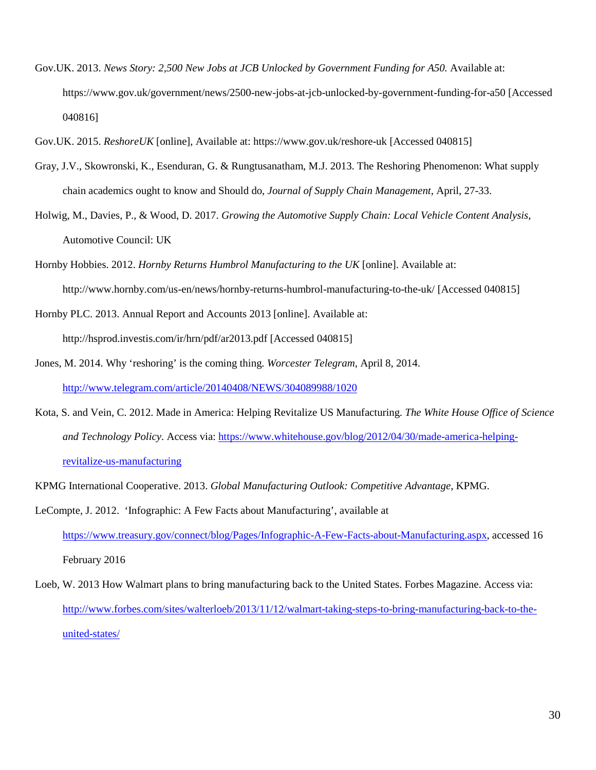Gov.UK. 2013. *News Story: 2,500 New Jobs at JCB Unlocked by Government Funding for A50.* Available at: https://www.gov.uk/government/news/2500-new-jobs-at-jcb-unlocked-by-government-funding-for-a50 [Accessed 040816]

Gov.UK. 2015. *ReshoreUK* [online], Available at: https://www.gov.uk/reshore-uk [Accessed 040815]

Gray, J.V., Skowronski, K., Esenduran, G. & Rungtusanatham, M.J. 2013. The Reshoring Phenomenon: What supply chain academics ought to know and Should do, *Journal of Supply Chain Management*, April, 27-33.

Holwig, M., Davies, P., & Wood, D. 2017. *Growing the Automotive Supply Chain: Local Vehicle Content Analysis*, Automotive Council: UK

Hornby Hobbies. 2012. *Hornby Returns Humbrol Manufacturing to the UK* [online]. Available at: http://www.hornby.com/us-en/news/hornby-returns-humbrol-manufacturing-to-the-uk/ [Accessed 040815]

Hornby PLC. 2013. Annual Report and Accounts 2013 [online]. Available at: http://hsprod.investis.com/ir/hrn/pdf/ar2013.pdf [Accessed 040815]

Jones, M. 2014. Why 'reshoring' is the coming thing. *Worcester Telegram*, April 8, 2014. http://www.telegram.com/article/20140408/NEWS/304089988/1020

Kota, S. and Vein, C. 2012. Made in America: Helping Revitalize US Manufacturing. *The White House Office of Science and Technology Policy*. Access via: https://www.whitehouse.gov/blog/2012/04/30/made-america-helping-revitalize-us-manufacturing

KPMG International Cooperative. 2013. *Global Manufacturing Outlook: Competitive Advantage*, KPMG.

LeCompte, J. 2012. 'Infographic: A Few Facts about Manufacturing', available at https://www.treasury.gov/connect/blog/Pages/Infographic-A-Few-Facts-about-Manufacturing.aspx, accessed 16 February 2016

Loeb, W. 2013 How Walmart plans to bring manufacturing back to the United States. Forbes Magazine. Access via: http://www.forbes.com/sites/walterloeb/2013/11/12/walmart-taking-steps-to-bring-manufacturing-back-to-the-united-states/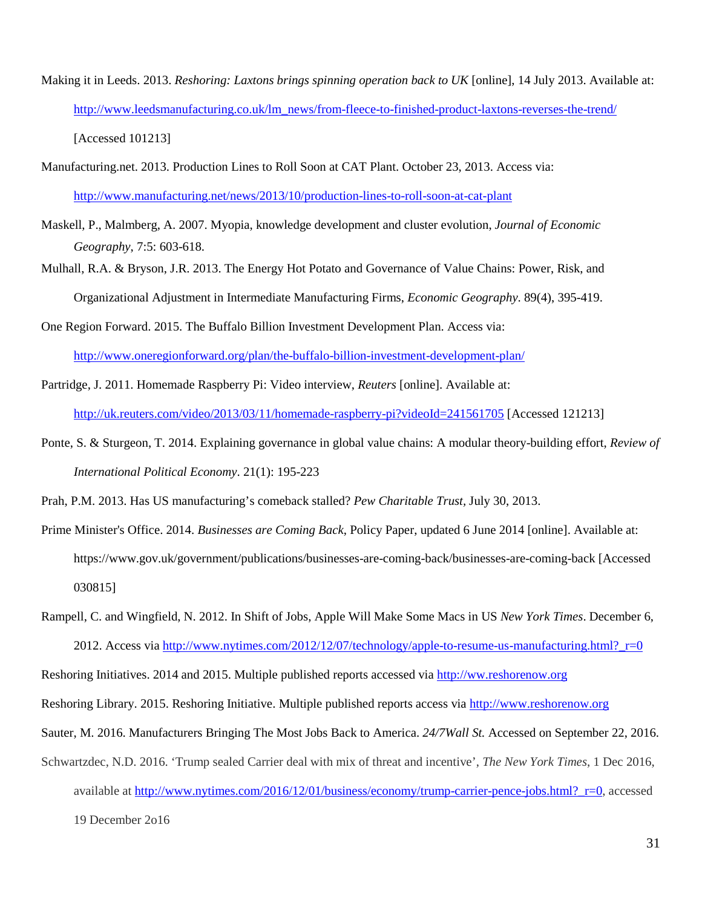Making it in Leeds. 2013. *Reshoring: Laxtons brings spinning operation back to UK* [online], 14 July 2013. Available at: http://www.leedsmanufacturing.co.uk/lm_news/from-fleece-to-finished-product-laxtons-reverses-the-trend/ [Accessed 101213]

Manufacturing.net. 2013. Production Lines to Roll Soon at CAT Plant. October 23, 2013. Access via: http://www.manufacturing.net/news/2013/10/production-lines-to-roll-soon-at-cat-plant

Maskell, P., Malmberg, A. 2007. Myopia, knowledge development and cluster evolution, *Journal of Economic Geography*, 7:5: 603-618.

Mulhall, R.A. & Bryson, J.R. 2013. The Energy Hot Potato and Governance of Value Chains: Power, Risk, and Organizational Adjustment in Intermediate Manufacturing Firms, *Economic Geography*. 89(4), 395-419.

One Region Forward. 2015. The Buffalo Billion Investment Development Plan. Access via: http://www.oneregionforward.org/plan/the-buffalo-billion-investment-development-plan/

Partridge, J. 2011. Homemade Raspberry Pi: Video interview, *Reuters* [online]. Available at: http://uk.reuters.com/video/2013/03/11/homemade-raspberry-pi?videoId=241561705 [Accessed 121213]

Ponte, S. & Sturgeon, T. 2014. Explaining governance in global value chains: A modular theory-building effort, *Review of International Political Economy*. 21(1): 195-223

Prah, P.M. 2013. Has US manufacturing's comeback stalled? *Pew Charitable Trust*, July 30, 2013.

Prime Minister's Office. 2014. *Businesses are Coming Back*, Policy Paper, updated 6 June 2014 [online]. Available at: https://www.gov.uk/government/publications/businesses-are-coming-back/businesses-are-coming-back [Accessed 030815]

Rampell, C. and Wingfield, N. 2012. In Shift of Jobs, Apple Will Make Some Macs in US *New York Times*. December 6, 2012. Access via http://www.nytimes.com/2012/12/07/technology/apple-to-resume-us-manufacturing.html?_r=0

Reshoring Initiatives. 2014 and 2015. Multiple published reports accessed via http://ww.reshorenow.org

Reshoring Library. 2015. Reshoring Initiative. Multiple published reports access via http://www.reshorenow.org

Sauter, M. 2016. Manufacturers Bringing The Most Jobs Back to America. *24/7Wall St.* Accessed on September 22, 2016.

Schwartzdec, N.D. 2016. 'Trump sealed Carrier deal with mix of threat and incentive', *The New York Times*, 1 Dec 2016, available at http://www.nytimes.com/2016/12/01/business/economy/trump-carrier-pence-jobs.html?_r=0, accessed 19 December 2o16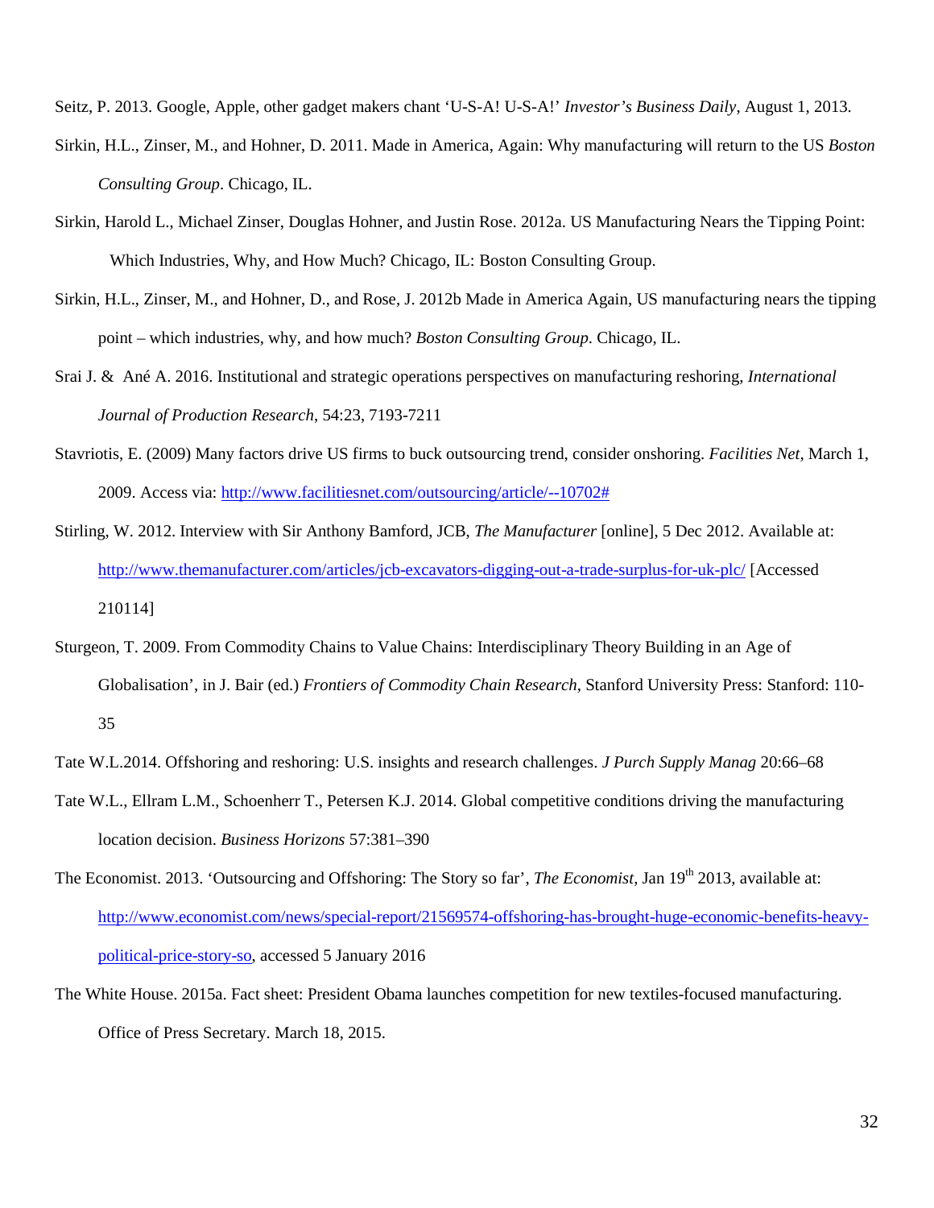Seitz, P. 2013. Google, Apple, other gadget makers chant 'U-S-A! U-S-A!' *Investor's Business Daily*, August 1, 2013.

Sirkin, H.L., Zinser, M., and Hohner, D. 2011. Made in America, Again: Why manufacturing will return to the US *Boston Consulting Group*. Chicago, IL.

Sirkin, Harold L., Michael Zinser, Douglas Hohner, and Justin Rose. 2012a. US Manufacturing Nears the Tipping Point: Which Industries, Why, and How Much? Chicago, IL: Boston Consulting Group.

Sirkin, H.L., Zinser, M., and Hohner, D., and Rose, J. 2012b Made in America Again, US manufacturing nears the tipping point – which industries, why, and how much? *Boston Consulting Group*. Chicago, IL.

Srai J. & Ané A. 2016. Institutional and strategic operations perspectives on manufacturing reshoring, *International Journal of Production Research*, 54:23, 7193-7211

Stavriotis, E. (2009) Many factors drive US firms to buck outsourcing trend, consider onshoring. *Facilities Net*, March 1, 2009. Access via: http://www.facilitiesnet.com/outsourcing/article/--10702#

Stirling, W. 2012. Interview with Sir Anthony Bamford, JCB, *The Manufacturer* [online], 5 Dec 2012. Available at: http://www.themanufacturer.com/articles/jcb-excavators-digging-out-a-trade-surplus-for-uk-plc/ [Accessed 210114]

Sturgeon, T. 2009. From Commodity Chains to Value Chains: Interdisciplinary Theory Building in an Age of Globalisation', in J. Bair (ed.) *Frontiers of Commodity Chain Research*, Stanford University Press: Stanford: 110-35

Tate W.L.2014. Offshoring and reshoring: U.S. insights and research challenges. *J Purch Supply Manag* 20:66–68

Tate W.L., Ellram L.M., Schoenherr T., Petersen K.J. 2014. Global competitive conditions driving the manufacturing location decision. *Business Horizons* 57:381–390

The Economist. 2013. 'Outsourcing and Offshoring: The Story so far', *The Economist*, Jan 19th 2013, available at: http://www.economist.com/news/special-report/21569574-offshoring-has-brought-huge-economic-benefits-heavy-political-price-story-so, accessed 5 January 2016

The White House. 2015a. Fact sheet: President Obama launches competition for new textiles-focused manufacturing. Office of Press Secretary. March 18, 2015.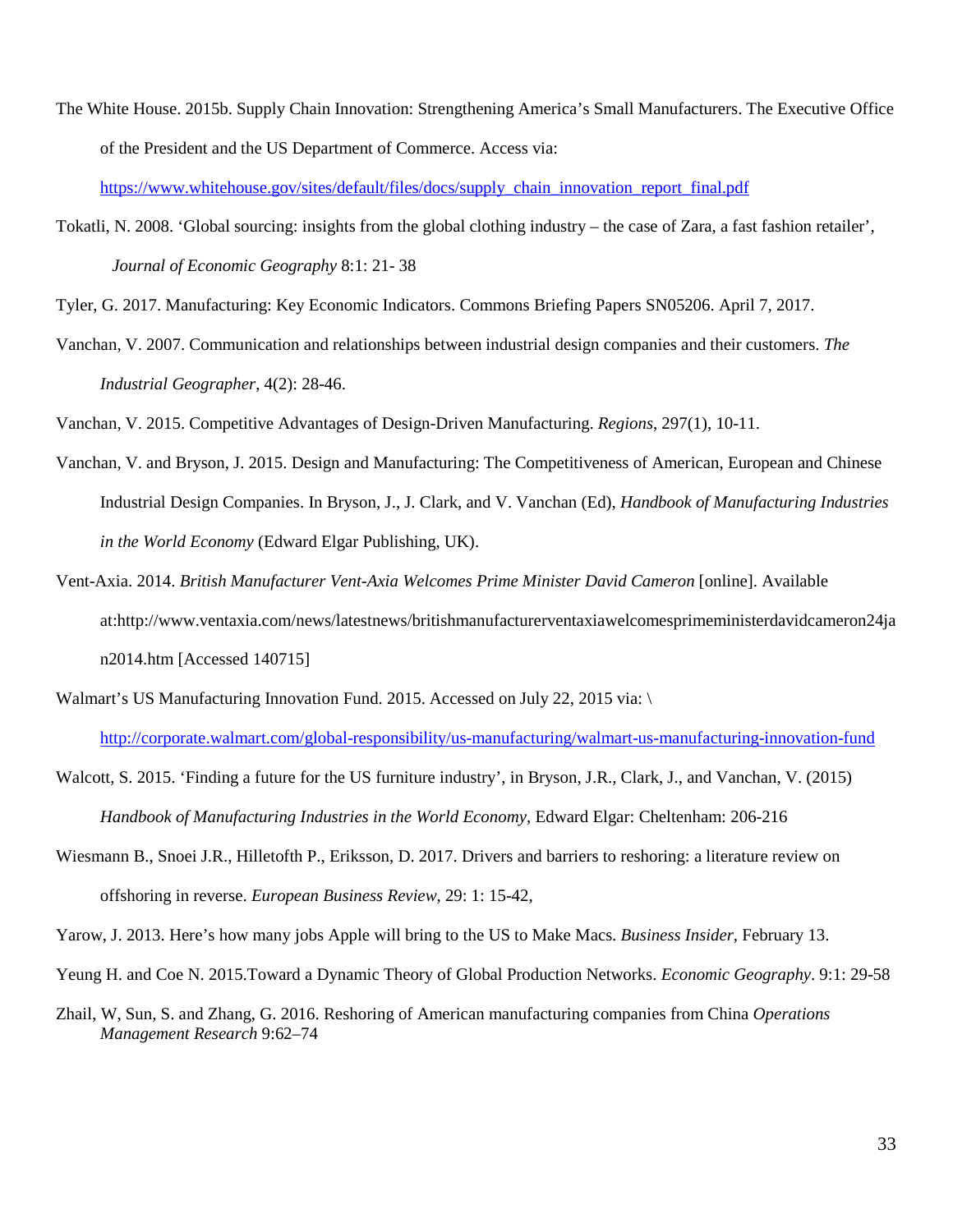The White House. 2015b. Supply Chain Innovation: Strengthening America's Small Manufacturers. The Executive Office of the President and the US Department of Commerce. Access via: https://www.whitehouse.gov/sites/default/files/docs/supply_chain_innovation_report_final.pdf

Tokatli, N. 2008. 'Global sourcing: insights from the global clothing industry – the case of Zara, a fast fashion retailer', *Journal of Economic Geography* 8:1: 21- 38

Tyler, G. 2017. Manufacturing: Key Economic Indicators. Commons Briefing Papers SN05206. April 7, 2017.

Vanchan, V. 2007. Communication and relationships between industrial design companies and their customers. *The Industrial Geographer*, 4(2): 28-46.

Vanchan, V. 2015. Competitive Advantages of Design-Driven Manufacturing. *Regions*, 297(1), 10-11.

Vanchan, V. and Bryson, J. 2015. Design and Manufacturing: The Competitiveness of American, European and Chinese Industrial Design Companies. In Bryson, J., J. Clark, and V. Vanchan (Ed), *Handbook of Manufacturing Industries in the World Economy* (Edward Elgar Publishing, UK).

Vent-Axia. 2014. *British Manufacturer Vent-Axia Welcomes Prime Minister David Cameron* [online]. Available at:http://www.ventaxia.com/news/latestnews/britishmanufacturerventaxiawelcomesprimeministerdavidcameron24jan2014.htm [Accessed 140715]

Walmart's US Manufacturing Innovation Fund. 2015. Accessed on July 22, 2015 via: \ http://corporate.walmart.com/global-responsibility/us-manufacturing/walmart-us-manufacturing-innovation-fund

Walcott, S. 2015. 'Finding a future for the US furniture industry', in Bryson, J.R., Clark, J., and Vanchan, V. (2015) *Handbook of Manufacturing Industries in the World Economy*, Edward Elgar: Cheltenham: 206-216

Wiesmann B., Snoei J.R., Hilletofth P., Eriksson, D. 2017. Drivers and barriers to reshoring: a literature review on offshoring in reverse. *European Business Review*, 29: 1: 15-42,

Yarow, J. 2013. Here's how many jobs Apple will bring to the US to Make Macs. *Business Insider,* February 13.

Yeung H. and Coe N. 2015.Toward a Dynamic Theory of Global Production Networks. *Economic Geography*. 9:1: 29-58

Zhail, W, Sun, S. and Zhang, G. 2016. Reshoring of American manufacturing companies from China *Operations Management Research* 9:62–74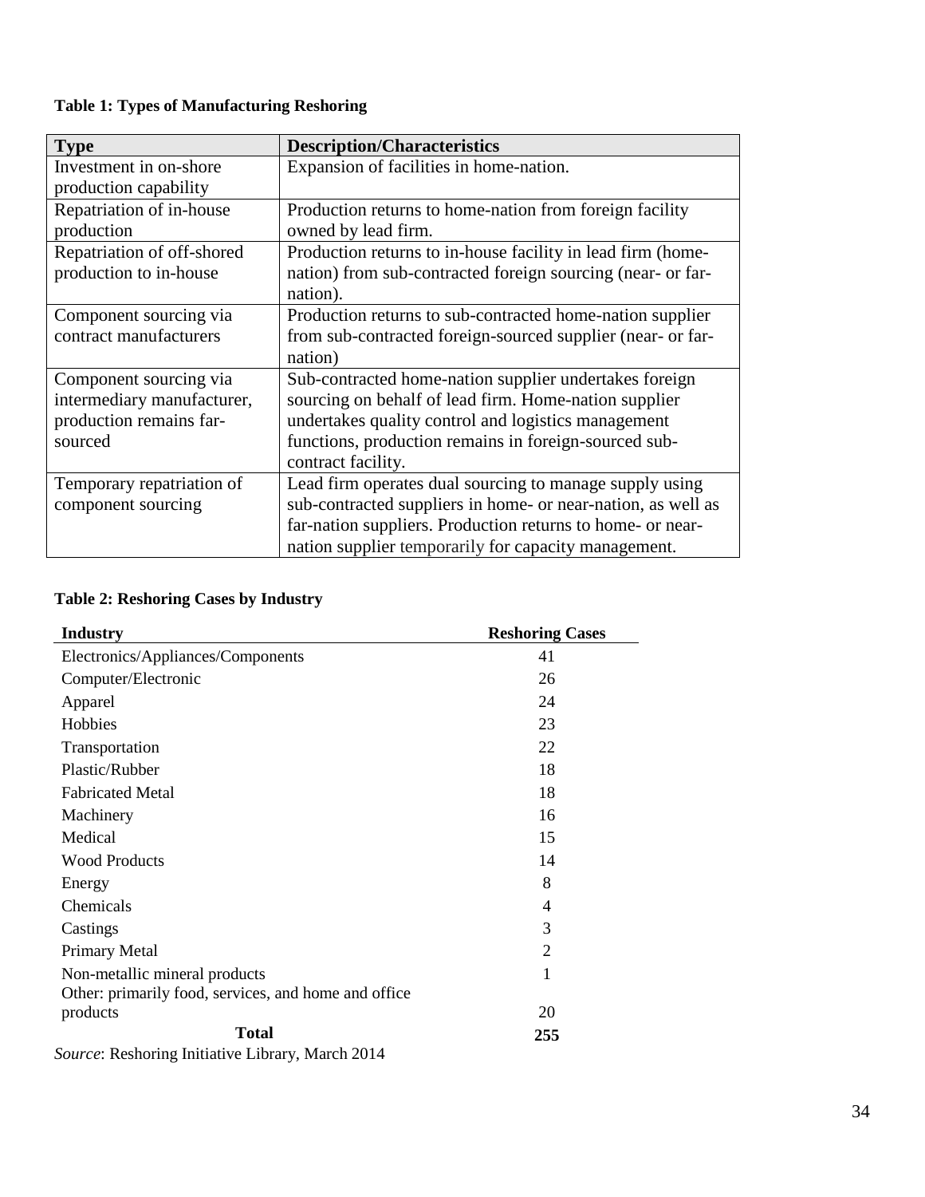**Table 1: Types of Manufacturing Reshoring**

| Type | Description/Characteristics |
| --- | --- |
| Investment in on-shore production capability | Expansion of facilities in home-nation. |
| Repatriation of in-house production | Production returns to home-nation from foreign facility owned by lead firm. |
| Repatriation of off-shored production to in-house | Production returns to in-house facility in lead firm (home-nation) from sub-contracted foreign sourcing (near- or far-nation). |
| Component sourcing via contract manufacturers | Production returns to sub-contracted home-nation supplier from sub-contracted foreign-sourced supplier (near- or far-nation) |
| Component sourcing via intermediary manufacturer, production remains far-sourced | Sub-contracted home-nation supplier undertakes foreign sourcing on behalf of lead firm. Home-nation supplier undertakes quality control and logistics management functions, production remains in foreign-sourced sub-contract facility. |
| Temporary repatriation of component sourcing | Lead firm operates dual sourcing to manage supply using sub-contracted suppliers in home- or near-nation, as well as far-nation suppliers. Production returns to home- or near-nation supplier temporarily for capacity management. |

**Table 2: Reshoring Cases by Industry**

| Industry | Reshoring Cases |
| --- | --- |
| Electronics/Appliances/Components | 41 |
| Computer/Electronic | 26 |
| Apparel | 24 |
| Hobbies | 23 |
| Transportation | 22 |
| Plastic/Rubber | 18 |
| Fabricated Metal | 18 |
| Machinery | 16 |
| Medical | 15 |
| Wood Products | 14 |
| Energy | 8 |
| Chemicals | 4 |
| Castings | 3 |
| Primary Metal | 2 |
| Non-metallic mineral products | 1 |
| Other: primarily food, services, and home and office products | 20 |
| **Total** | **255** |

*Source*: Reshoring Initiative Library, March 2014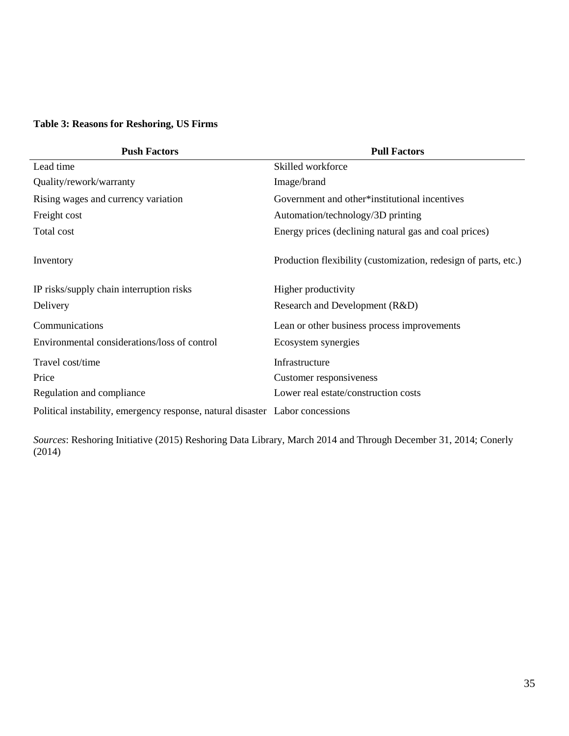**Table 3: Reasons for Reshoring, US Firms**

| Push Factors | Pull Factors |
|---|---|
| Lead time | Skilled workforce |
| Quality/rework/warranty | Image/brand |
| Rising wages and currency variation | Government and other*institutional incentives |
| Freight cost | Automation/technology/3D printing |
| Total cost | Energy prices (declining natural gas and coal prices) |
| Inventory | Production flexibility (customization, redesign of parts, etc.) |
| IP risks/supply chain interruption risks | Higher productivity |
| Delivery | Research and Development (R&D) |
| Communications | Lean or other business process improvements |
| Environmental considerations/loss of control | Ecosystem synergies |
| Travel cost/time | Infrastructure |
| Price | Customer responsiveness |
| Regulation and compliance | Lower real estate/construction costs |
| Political instability, emergency response, natural disaster | Labor concessions |

*Sources*: Reshoring Initiative (2015) Reshoring Data Library, March 2014 and Through December 31, 2014; Conerly (2014)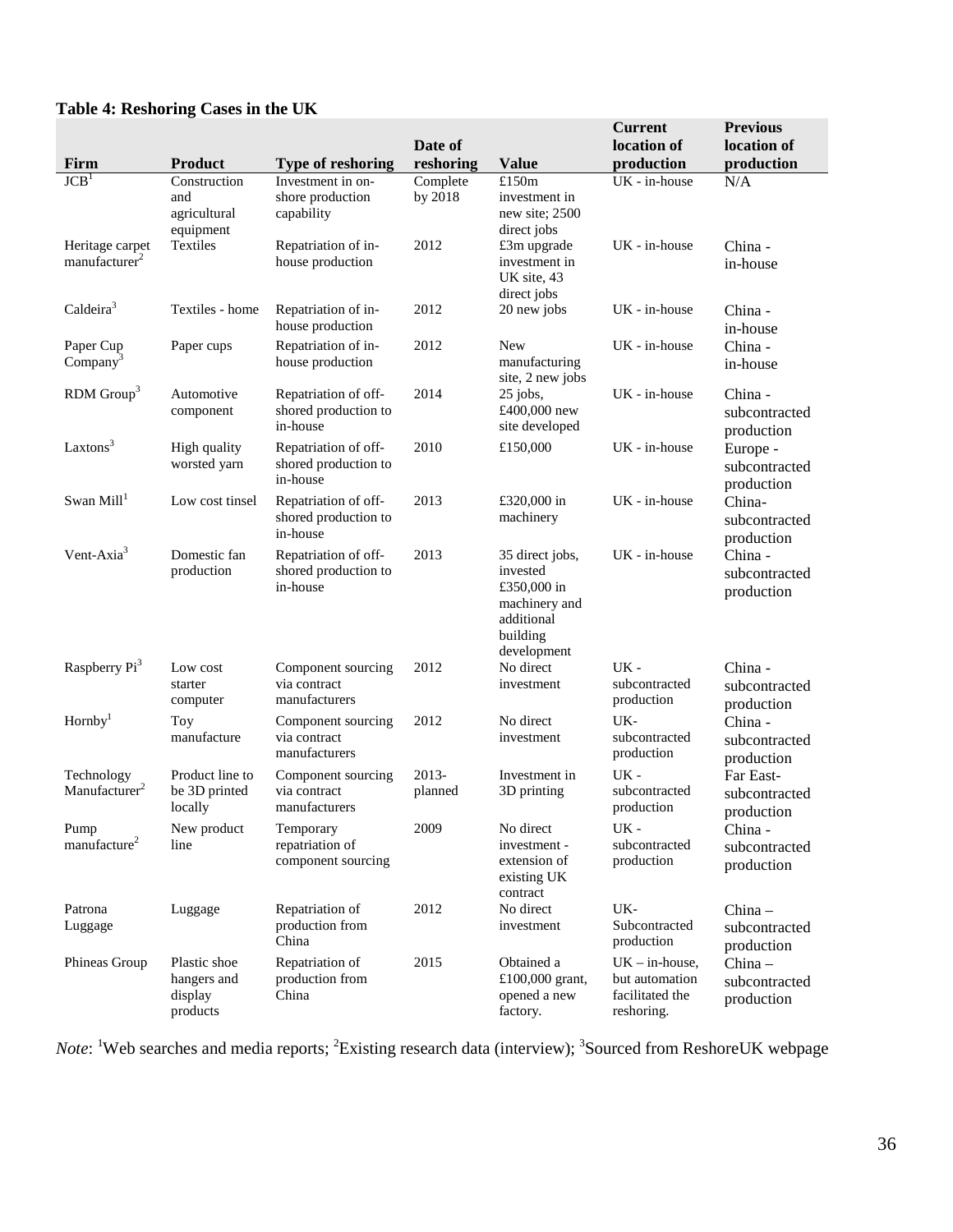**Table 4: Reshoring Cases in the UK**

| Firm | Product | Type of reshoring | Date of reshoring | Value | Current location of production | Previous location of production |
|---|---|---|---|---|---|---|
| JCB[1] | Construction and agricultural equipment | Investment in on-shore production capability | Complete by 2018 | £150m investment in new site; 2500 direct jobs | UK - in-house | N/A |
| Heritage carpet manufacturer[2] | Textiles | Repatriation of in-house production | 2012 | £3m upgrade investment in UK site, 43 direct jobs | UK - in-house | China - in-house |
| Caldeira[3] | Textiles - home | Repatriation of in-house production | 2012 | 20 new jobs | UK - in-house | China - in-house |
| Paper Cup Company[3] | Paper cups | Repatriation of in-house production | 2012 | New manufacturing site, 2 new jobs | UK - in-house | China - in-house |
| RDM Group[3] | Automotive component | Repatriation of off-shored production to in-house | 2014 | 25 jobs, £400,000 new site developed | UK - in-house | China - subcontracted production |
| Laxtons[3] | High quality worsted yarn | Repatriation of off-shored production to in-house | 2010 | £150,000 | UK - in-house | Europe - subcontracted production |
| Swan Mill[1] | Low cost tinsel | Repatriation of off-shored production to in-house | 2013 | £320,000 in machinery | UK - in-house | China- subcontracted production |
| Vent-Axia[3] | Domestic fan production | Repatriation of off-shored production to in-house | 2013 | 35 direct jobs, invested £350,000 in machinery and additional building development | UK - in-house | China - subcontracted production |
| Raspberry Pi[3] | Low cost starter computer | Component sourcing via contract manufacturers | 2012 | No direct investment | UK - subcontracted production | China - subcontracted production |
| Hornby[1] | Toy manufacture | Component sourcing via contract manufacturers | 2012 | No direct investment | UK- subcontracted production | China - subcontracted production |
| Technology Manufacturer[2] | Product line to be 3D printed locally | Component sourcing via contract manufacturers | 2013- planned | Investment in 3D printing | UK - subcontracted production | Far East- subcontracted production |
| Pump manufacture[2] | New product line | Temporary repatriation of component sourcing | 2009 | No direct investment - extension of existing UK contract | UK - subcontracted production | China - subcontracted production |
| Patrona Luggage | Luggage | Repatriation of production from China | 2012 | No direct investment | UK- Subcontracted production | China – subcontracted production |
| Phineas Group | Plastic shoe hangers and display products | Repatriation of production from China | 2015 | Obtained a £100,000 grant, opened a new factory. | UK – in-house, but automation facilitated the reshoring. | China – subcontracted production |

*Note*: [1]Web searches and media reports; [2]Existing research data (interview); [3]Sourced from ReshoreUK webpage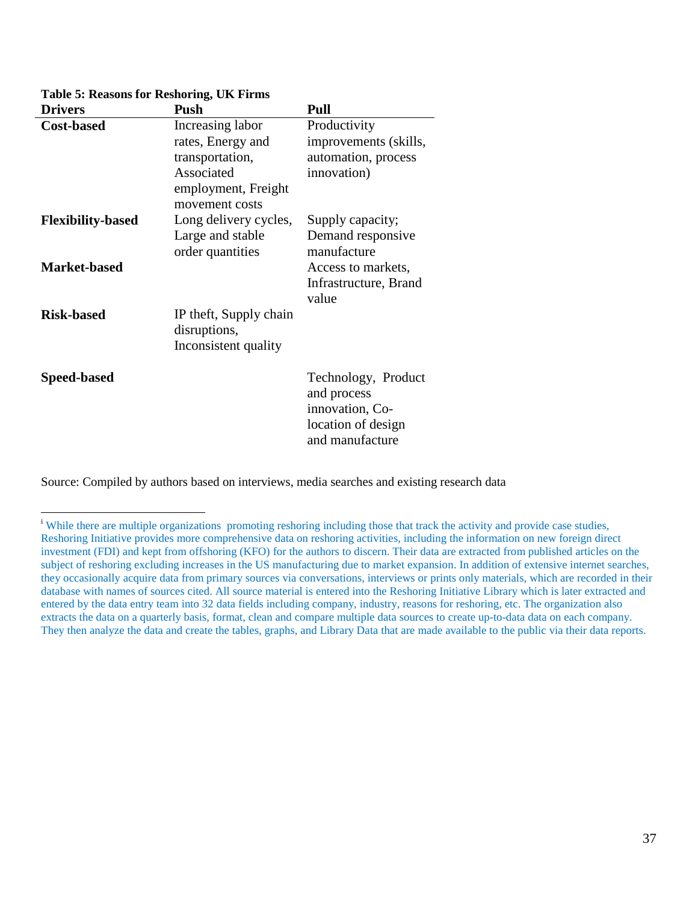**Table 5: Reasons for Reshoring, UK Firms**

| Drivers | Push | Pull |
|---|---|---|
| **Cost-based** | Increasing labor rates, Energy and transportation, Associated employment, Freight movement costs | Productivity improvements (skills, automation, process innovation) |
| **Flexibility-based** | Long delivery cycles, Large and stable order quantities | Supply capacity; Demand responsive manufacture |
| **Market-based** | | Access to markets, Infrastructure, Brand value |
| **Risk-based** | IP theft, Supply chain disruptions, Inconsistent quality | |
| **Speed-based** | | Technology, Product and process innovation, Co-location of design and manufacture |

Source: Compiled by authors based on interviews, media searches and existing research data

[i] While there are multiple organizations promoting reshoring including those that track the activity and provide case studies, Reshoring Initiative provides more comprehensive data on reshoring activities, including the information on new foreign direct investment (FDI) and kept from offshoring (KFO) for the authors to discern. Their data are extracted from published articles on the subject of reshoring excluding increases in the US manufacturing due to market expansion. In addition of extensive internet searches, they occasionally acquire data from primary sources via conversations, interviews or prints only materials, which are recorded in their database with names of sources cited. All source material is entered into the Reshoring Initiative Library which is later extracted and entered by the data entry team into 32 data fields including company, industry, reasons for reshoring, etc. The organization also extracts the data on a quarterly basis, format, clean and compare multiple data sources to create up-to-data data on each company. They then analyze the data and create the tables, graphs, and Library Data that are made available to the public via their data reports.